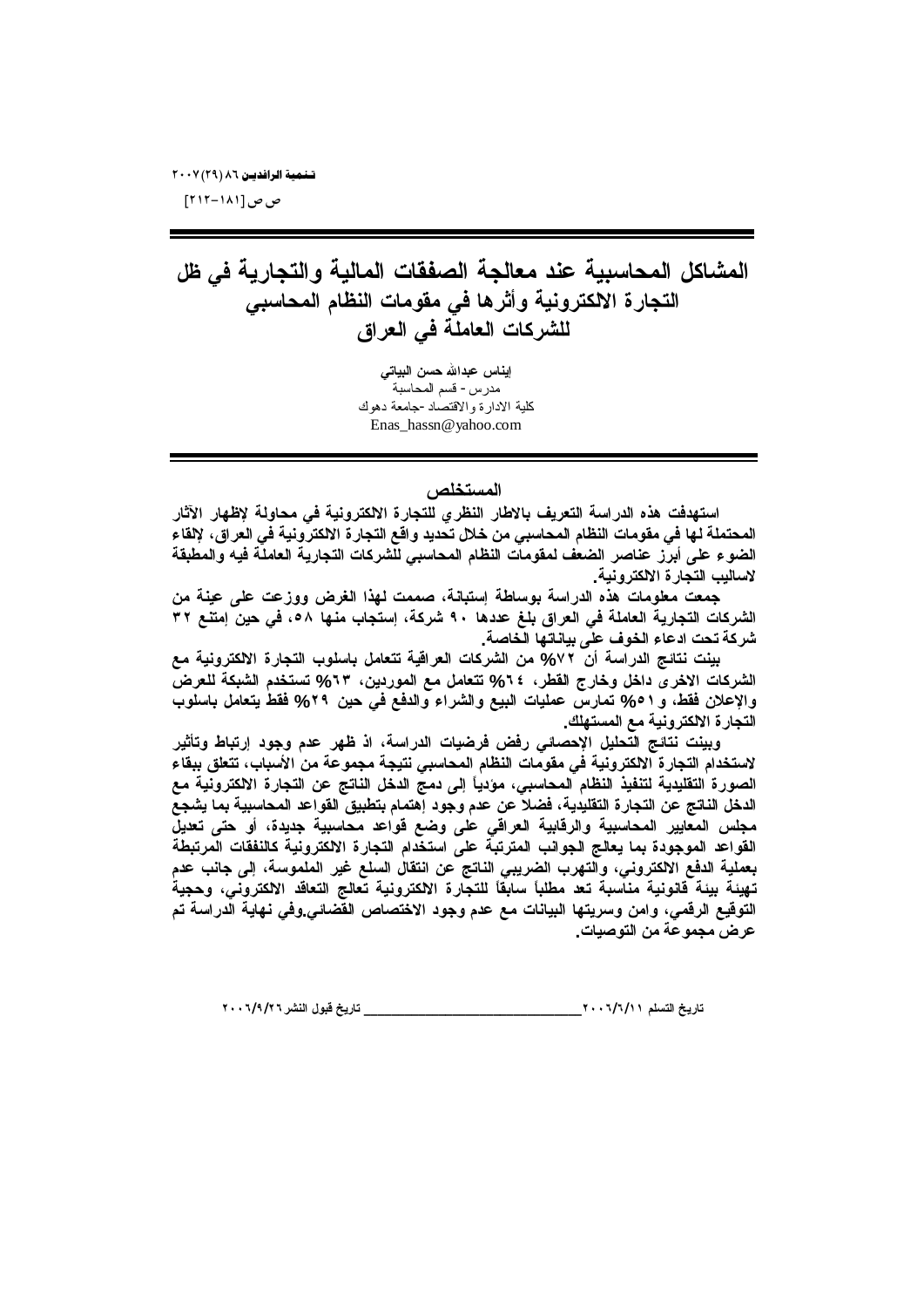# المشاكل المحاسبية عند معالجة الصفقات المالية والتجارية في ظل التجارة الالكترونية وأثرها في مقومات النظام المحاسبي للشركات العاملة في العراق

**إيناس عبدالله حسن البياتي**
مدرس - قسم المحاسبة
كلية الادارة والاقتصاد -جامعة دهوك
Enas_hassn@yahoo.com

## المستخلص

**استهدفت هذه الدراسة التعريف بالاطار النظري للتجارة الالكترونية في محاولة لإظهار الآثار المحتملة لها في مقومات النظام المحاسبي من خلال تحديد واقع التجارة الالكترونية في العراق، لإلقاء الضوء على أبرز عناصر الضعف لمقومات النظام المحاسبي للشركات التجارية العاملة فيه والمطبقة لاساليب التجارة الالكترونية.**

**جمعت معلومات هذه الدراسة بوساطة إستبانة، صممت لهذا الغرض ووزعت على عينة من الشركات التجارية العاملة في العراق بلغ عددها ٩٠ شركة، إستجاب منها ٥٨، في حين إمتنع ٣٢ شركة تحت ادعاء الخوف على بياناتها الخاصة.**

**بينت نتائج الدراسة أن ٧٢% من الشركات العراقية تتعامل باسلوب التجارة الالكترونية مع الشركات الاخرى داخل وخارج القطر، ٦٤% تتعامل مع الموردين، ٦٣% تستخدم الشبكة للعرض والإعلان فقط، و٥١% تمارس عمليات البيع والشراء والدفع في حين ٢٩% فقط يتعامل باسلوب التجارة الالكترونية مع المستهلك.**

**وبينت نتائج التحليل الإحصائي رفض فرضيات الدراسة، اذ ظهر عدم وجود إرتباط وتأثير لاستخدام التجارة الالكترونية في مقومات النظام المحاسبي نتيجة مجموعة من الأسباب، تتعلق ببقاء الصورة التقليدية لتنفيذ النظام المحاسبي، مؤدياً إلى دمج الدخل الناتج عن التجارة الالكترونية مع الدخل الناتج عن التجارة التقليدية، فضلاً عن عدم وجود إهتمام بتطبيق القواعد المحاسبية بما يشجع مجلس المعايير المحاسبية والرقابية العراقي على وضع قواعد محاسبية جديدة، أو حتى تعديل القواعد الموجودة بما يعالج الجوانب المترتبة على استخدام التجارة الالكترونية كالنفقات المرتبطة بعملية الدفع الالكتروني، والتهرب الضريبي الناتج عن انتقال السلع غير الملموسة، إلى جانب عدم تهيئة بيئة قانونية مناسبة تعد مطلباً سابقاً للتجارة الالكترونية تعالج التعاقد الالكتروني، وحجية التوقيع الرقمي، وامن وسريتها البيانات مع عدم وجود الاختصاص القضائي.وفي نهاية الدراسة تم عرض مجموعة من التوصيات.**

تاريخ التسلم ٢٠٠٦/٦/١١ ____ تاريخ قبول النشر ٢٠٠٦/٩/٢٦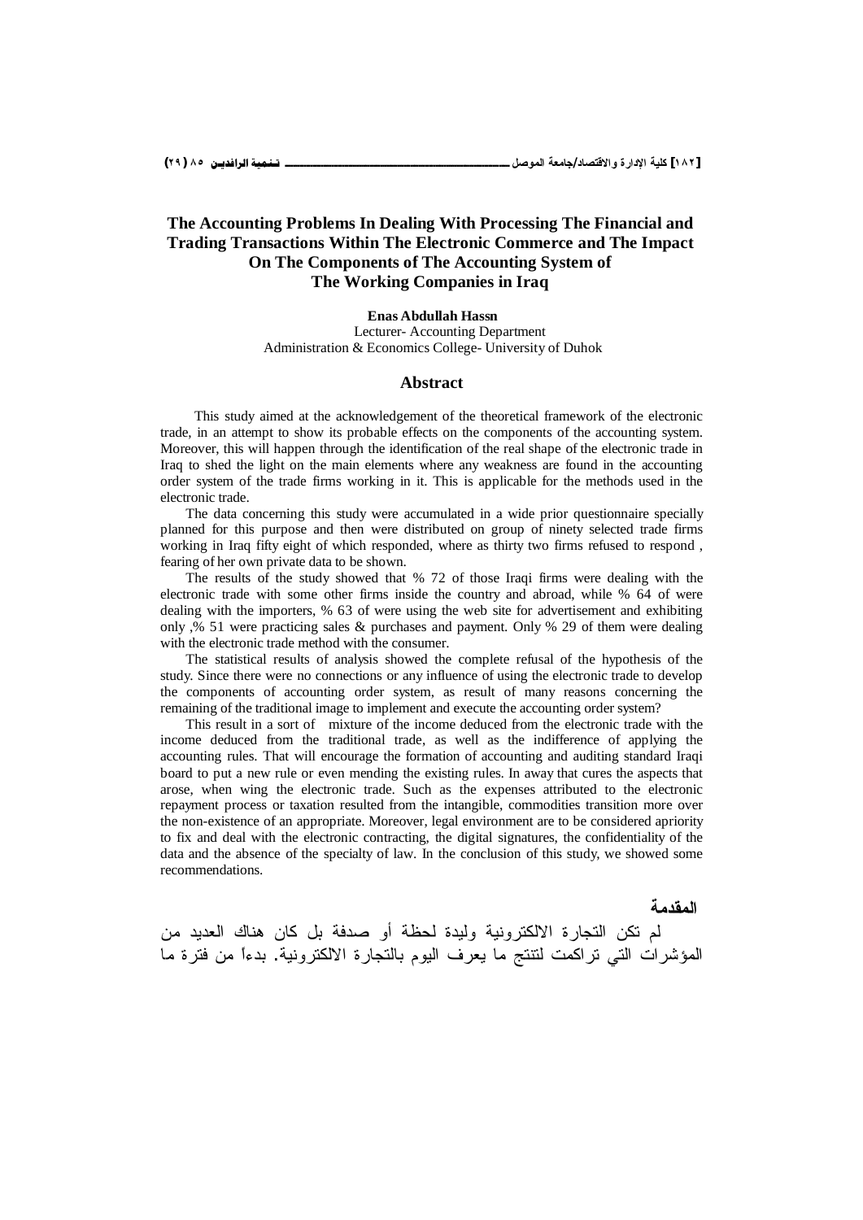# The Accounting Problems In Dealing With Processing The Financial and Trading Transactions Within The Electronic Commerce and The Impact On The Components of The Accounting System of The Working Companies in Iraq

**Enas Abdullah Hassn**
Lecturer- Accounting Department
Administration & Economics College- University of Duhok

## Abstract

This study aimed at the acknowledgement of the theoretical framework of the electronic trade, in an attempt to show its probable effects on the components of the accounting system. Moreover, this will happen through the identification of the real shape of the electronic trade in Iraq to shed the light on the main elements where any weakness are found in the accounting order system of the trade firms working in it. This is applicable for the methods used in the electronic trade.

The data concerning this study were accumulated in a wide prior questionnaire specially planned for this purpose and then were distributed on group of ninety selected trade firms working in Iraq fifty eight of which responded, where as thirty two firms refused to respond , fearing of her own private data to be shown.

The results of the study showed that % 72 of those Iraqi firms were dealing with the electronic trade with some other firms inside the country and abroad, while % 64 of were dealing with the importers, % 63 of were using the web site for advertisement and exhibiting only ,% 51 were practicing sales & purchases and payment. Only % 29 of them were dealing with the electronic trade method with the consumer.

The statistical results of analysis showed the complete refusal of the hypothesis of the study. Since there were no connections or any influence of using the electronic trade to develop the components of accounting order system, as result of many reasons concerning the remaining of the traditional image to implement and execute the accounting order system?

This result in a sort of mixture of the income deduced from the electronic trade with the income deduced from the traditional trade, as well as the indifference of applying the accounting rules. That will encourage the formation of accounting and auditing standard Iraqi board to put a new rule or even mending the existing rules. In away that cures the aspects that arose, when wing the electronic trade. Such as the expenses attributed to the electronic repayment process or taxation resulted from the intangible, commodities transition more over the non-existence of an appropriate. Moreover, legal environment are to be considered apriority to fix and deal with the electronic contracting, the digital signatures, the confidentiality of the data and the absence of the specialty of law. In the conclusion of this study, we showed some recommendations.

## المقدمة

لم تكن التجارة الالكترونية وليدة لحظة أو صدفة بل كان هناك العديد من المؤشرات التي تراكمت لتنتج ما يعرف اليوم بالتجارة الالكترونية. بدءاً من فترة ما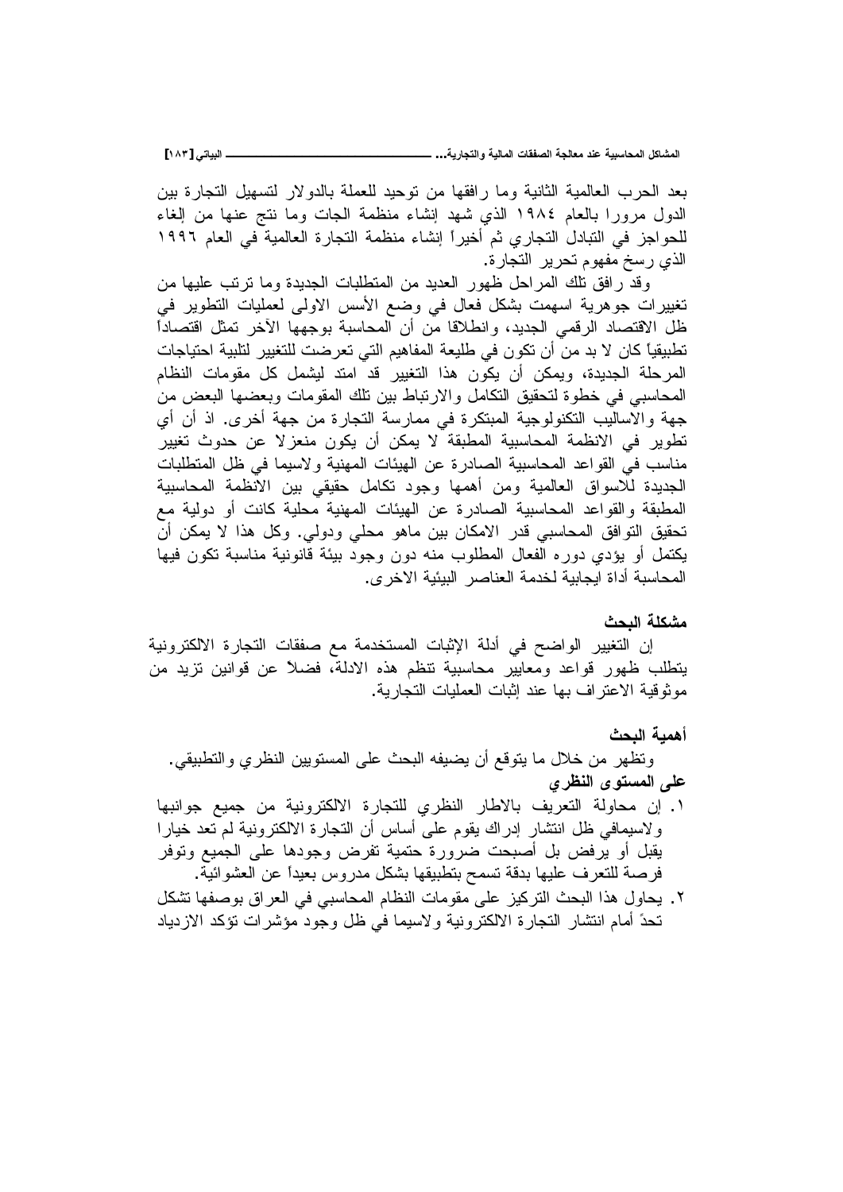بعد الحرب العالمية الثانية وما رافقها من توحيد للعملة بالدولار لتسهيل التجارة بين الدول مرورا بالعام ١٩٨٤ الذي شهد إنشاء منظمة الجات وما نتج عنها من إلغاء للحواجز في التبادل التجاري ثم أخيراً إنشاء منظمة التجارة العالمية في العام ١٩٩٦ الذي رسخ مفهوم تحرير التجارة.

وقد رافق تلك المراحل ظهور العديد من المتطلبات الجديدة وما ترتب عليها من تغييرات جوهرية اسهمت بشكل فعال في وضع الأسس الاولى لعمليات التطوير في ظل الاقتصاد الرقمي الجديد، وانطلاقا من أن المحاسبة بوجهها الآخر تمثل اقتصاداً تطبيقياً كان لا بد من أن تكون في طليعة المفاهيم التي تعرضت للتغيير لتلبية احتياجات المرحلة الجديدة، ويمكن أن يكون هذا التغيير قد امتد ليشمل كل مقومات النظام المحاسبي في خطوة لتحقيق التكامل والارتباط بين تلك المقومات وبعضها البعض من جهة والاساليب التكنولوجية المبتكرة في ممارسة التجارة من جهة أخرى. اذ أن أي تطوير في الانظمة المحاسبية المطبقة لا يمكن أن يكون منعزلا عن حدوث تغيير مناسب في القواعد المحاسبية الصادرة عن الهيئات المهنية ولاسيما في ظل المتطلبات الجديدة للاسواق العالمية ومن أهمها وجود تكامل حقيقي بين الانظمة المحاسبية المطبقة والقواعد المحاسبية الصادرة عن الهيئات المهنية محلية كانت أو دولية مع تحقيق التوافق المحاسبي قدر الامكان بين ماهو محلي ودولي. وكل هذا لا يمكن أن يكتمل أو يؤدي دوره الفعال المطلوب منه دون وجود بيئة قانونية مناسبة تكون فيها المحاسبة أداة ايجابية لخدمة العناصر البيئية الاخرى.

### مشكلة البحث

إن التغيير الواضح في أدلة الإثبات المستخدمة مع صفقات التجارة الالكترونية يتطلب ظهور قواعد ومعايير محاسبية تنظم هذه الادلة، فضلاً عن قوانين تزيد من موثوقية الاعتراف بها عند إثبات العمليات التجارية.

### أهمية البحث

وتظهر من خلال ما يتوقع أن يضيفه البحث على المستويين النظري والتطبيقي.

**على المستوى النظري**

١. إن محاولة التعريف بالاطار النظري للتجارة الالكترونية من جميع جوانبها ولاسيمافي ظل انتشار إدراك يقوم على أساس أن التجارة الالكترونية لم تعد خيارا يقبل أو يرفض بل أصبحت ضرورة حتمية تفرض وجودها على الجميع وتوفر فرصة للتعرف عليها بدقة تسمح بتطبيقها بشكل مدروس بعيداً عن العشوائية.
٢. يحاول هذا البحث التركيز على مقومات النظام المحاسبي في العراق بوصفها تشكل تحدٍ أمام انتشار التجارة الالكترونية ولاسيما في ظل وجود مؤشرات تؤكد الازدياد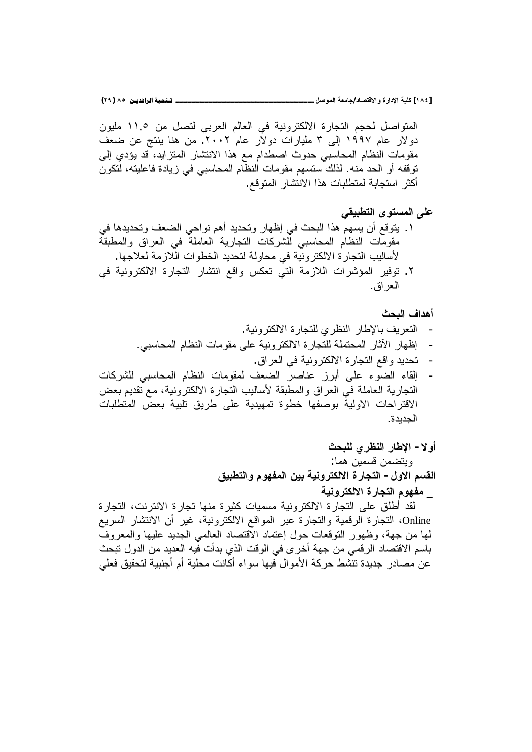المتواصل لحجم التجارة الالكترونية في العالم العربي لتصل من ١١,٥ مليون دولار عام ١٩٩٧ إلى ٣ مليارات دولار عام ٢٠٠٢. من هنا ينتج عن ضعف مقومات النظام المحاسبي حدوث اصطدام مع هذا الانتشار المتزايد، قد يؤدي إلى توقفه أو الحد منه. لذلك ستسهم مقومات النظام المحاسبي في زيادة فاعليته، لتكون أكثر استجابة لمتطلبات هذا الانتشار المتوقع.

**على المستوى التطبيقي**

١. يتوقع أن يسهم هذا البحث في إظهار وتحديد أهم نواحي الضعف وتحديدها في مقومات النظام المحاسبي للشركات التجارية العاملة في العراق والمطبقة لأساليب التجارة الالكترونية في محاولة لتحديد الخطوات اللازمة لعلاجها.
٢. توفير المؤشرات اللازمة التي تعكس واقع انتشار التجارة الالكترونية في العراق.

**أهداف البحث**

- التعريف بالإطار النظري للتجارة الالكترونية.
- إظهار الآثار المحتملة للتجارة الالكترونية على مقومات النظام المحاسبي.
- تحديد واقع التجارة الالكترونية في العراق.
- إلقاء الضوء على أبرز عناصر الضعف لمقومات النظام المحاسبي للشركات التجارية العاملة في العراق والمطبقة لأساليب التجارة الالكترونية، مع تقديم بعض الاقتراحات الاولية بوصفها خطوة تمهيدية على طريق تلبية بعض المتطلبات الجديدة.

## أولا- الإطار النظري للبحث

ويتضمن قسمين هما:

### القسم الاول- التجارة الالكترونية بين المفهوم والتطبيق

**_ مفهوم التجارة الالكترونية**

لقد أطلق على التجارة الالكترونية مسميات كثيرة منها تجارة الانترنت، التجارة Online، التجارة الرقمية والتجارة عبر المواقع الالكترونية، غير أن الانتشار السريع لها من جهة، وظهور التوقعات حول إعتماد الاقتصاد العالمي الجديد عليها والمعروف باسم الاقتصاد الرقمي من جهة أخرى في الوقت الذي بدأت فيه العديد من الدول تبحث عن مصادر جديدة تنشط حركة الأموال فيها سواء أكانت محلية أم أجنبية لتحقيق فعلي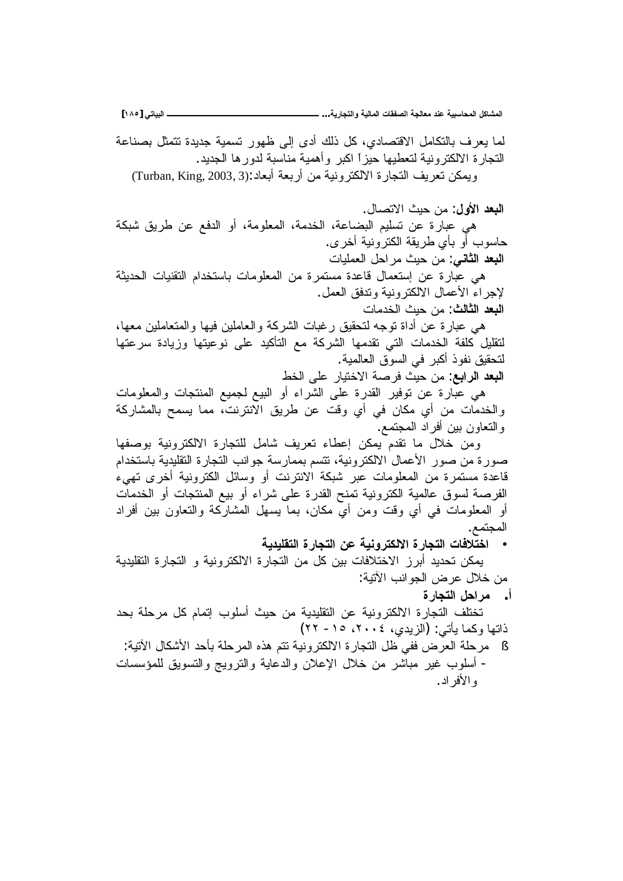لما يعرف بالتكامل الاقتصادي، كل ذلك أدى إلى ظهور تسمية جديدة تتمثل بصناعة التجارة الالكترونية لتعطيها حيزاً اكبر وأهمية مناسبة لدورها الجديد.

ويمكن تعريف التجارة الالكترونية من أربعة أبعاد:(Turban, King, 2003, 3)

**البعد الأول**: من حيث الاتصال.

هي عبارة عن تسليم البضاعة، الخدمة، المعلومة، أو الدفع عن طريق شبكة حاسوب أو بأي طريقة الكترونية أخرى.

**البعد الثاني**: من حيث مراحل العمليات

هي عبارة عن إستعمال قاعدة مستمرة من المعلومات باستخدام التقنيات الحديثة لإجراء الأعمال الالكترونية وتدفق العمل.

**البعد الثالث**: من حيث الخدمات

هي عبارة عن أداة توجه لتحقيق رغبات الشركة والعاملين فيها والمتعاملين معها، لتقليل كلفة الخدمات التي تقدمها الشركة مع التأكيد على نوعيتها وزيادة سرعتها لتحقيق نفوذ أكبر في السوق العالمية.

**البعد الرابع**: من حيث فرصة الاختيار على الخط

هي عبارة عن توفير القدرة على الشراء أو البيع لجميع المنتجات والمعلومات والخدمات من أي مكان في أي وقت عن طريق الانترنت، مما يسمح بالمشاركة والتعاون بين أفراد المجتمع.

ومن خلال ما تقدم يمكن إعطاء تعريف شامل للتجارة الالكترونية بوصفها صورة من صور الأعمال الالكترونية، تتسم بممارسة جوانب التجارة التقليدية باستخدام قاعدة مستمرة من المعلومات عبر شبكة الانترنت أو وسائل الكترونية أخرى تهيء الفرصة لسوق عالمية الكترونية تمنح القدرة على شراء أو بيع المنتجات أو الخدمات أو المعلومات في أي وقت ومن أي مكان، بما يسهل المشاركة والتعاون بين أفراد المجتمع.

- **اختلافات التجارة الالكترونية عن التجارة التقليدية**

يمكن تحديد أبرز الاختلافات بين كل من التجارة الالكترونية و التجارة التقليدية من خلال عرض الجوانب الآتية:

**أ. مراحل التجارة**

تختلف التجارة الالكترونية عن التقليدية من حيث أسلوب إتمام كل مرحلة بحد ذاتها وكما يأتي: (الزيدي، ٢٠٠٤، ١٥ - ٢٢)

- مرحلة العرض ففي ظل التجارة الالكترونية تتم هذه المرحلة بأحد الأشكال الآتية:

- أسلوب غير مباشر من خلال الإعلان والدعاية والترويج والتسويق للمؤسسات والأفراد.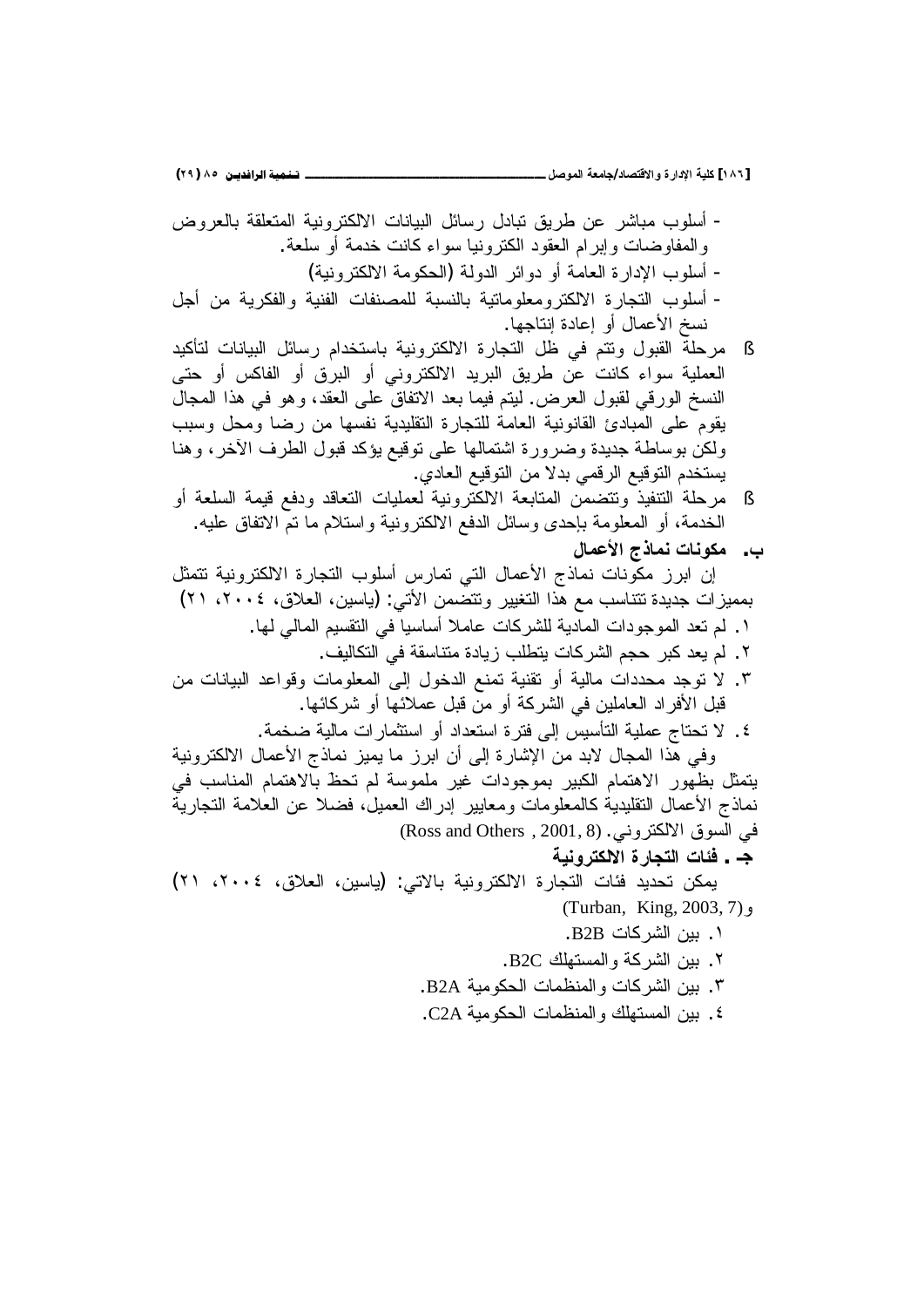- أسلوب مباشر عن طريق تبادل رسائل البيانات الالكترونية المتعلقة بالعروض والمفاوضات وإبرام العقود الكترونيا سواء كانت خدمة أو سلعة.
- أسلوب الإدارة العامة أو دوائر الدولة (الحكومة الالكترونية)
- أسلوب التجارة الالكترومعلوماتية بالنسبة للمصنفات الفنية والفكرية من أجل نسخ الأعمال أو إعادة إنتاجها.

- مرحلة القبول وتتم في ظل التجارة الالكترونية باستخدام رسائل البيانات لتأكيد العملية سواء كانت عن طريق البريد الالكتروني أو البرق أو الفاكس أو حتى النسخ الورقي لقبول العرض. ليتم فيما بعد الاتفاق على العقد، وهو في هذا المجال يقوم على المبادئ القانونية العامة للتجارة التقليدية نفسها من رضا ومحل وسبب ولكن بوساطة جديدة وضرورة اشتمالها على توقيع يؤكد قبول الطرف الآخر، وهنا يستخدم التوقيع الرقمي بدلا من التوقيع العادي.
- مرحلة التنفيذ وتتضمن المتابعة الالكترونية لعمليات التعاقد ودفع قيمة السلعة أو الخدمة، أو المعلومة بإحدى وسائل الدفع الالكترونية واستلام ما تم الاتفاق عليه.

**ب. مكونات نماذج الأعمال**

إن ابرز مكونات نماذج الأعمال التي تمارس أسلوب التجارة الالكترونية تتمثل بمميزات جديدة تتناسب مع هذا التغيير وتتضمن الأتي: (ياسين، العلاق، ٢٠٠٤، ٢١)

١. لم تعد الموجودات المادية للشركات عاملا أساسيا في التقسيم المالي لها.
٢. لم يعد كبر حجم الشركات يتطلب زيادة متناسقة في التكاليف.
٣. لا توجد محددات مالية أو تقنية تمنع الدخول إلى المعلومات وقواعد البيانات من قبل الأفراد العاملين في الشركة أو من قبل عملائها أو شركائها.
٤. لا تحتاج عملية التأسيس إلى فترة استعداد أو استثمارات مالية ضخمة.

وفي هذا المجال لابد من الإشارة إلى أن ابرز ما يميز نماذج الأعمال الالكترونية يتمثل بظهور الاهتمام الكبير بموجودات غير ملموسة لم تحظ بالاهتمام المناسب في نماذج الأعمال التقليدية كالمعلومات ومعايير إدراك العميل، فضلا عن العلامة التجارية في السوق الالكتروني. (Ross and Others , 2001, 8)

**جـ . فئات التجارة الالكترونية**

يمكن تحديد فئات التجارة الالكترونية بالاتي: (ياسين، العلاق، ٢٠٠٤، ٢١) و(Turban, King, 2003, 7)

١. بين الشركات B2B.
٢. بين الشركة والمستهلك B2C.
٣. بين الشركات والمنظمات الحكومية B2A.
٤. بين المستهلك والمنظمات الحكومية C2A.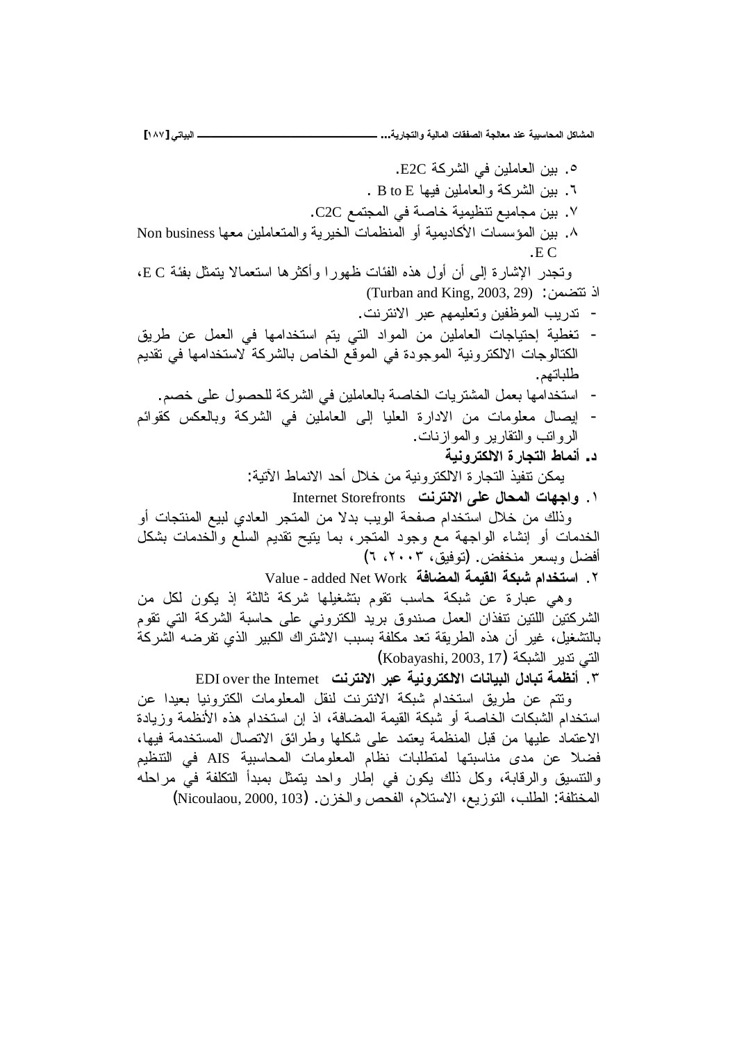٥. بين العاملين في الشركة E2C.
٦. بين الشركة والعاملين فيها B to E .
٧. بين مجاميع تنظيمية خاصة في المجتمع C2C.
٨. بين المؤسسات الأكاديمية أو المنظمات الخيرية والمتعاملين معها Non business E C.

وتجدر الإشارة إلى أن أول هذه الفئات ظهورا وأكثرها استعمالا يتمثل بفئة E C، اذ تتضمن: (Turban and King, 2003, 29)

- تدريب الموظفين وتعليمهم عبر الانترنت.
- تغطية إحتياجات العاملين من المواد التي يتم استخدامها في العمل عن طريق الكتالوجات الالكترونية الموجودة في الموقع الخاص بالشركة لاستخدامها في تقديم طلباتهم.
- استخدامها بعمل المشتريات الخاصة بالعاملين في الشركة للحصول على خصم.
- إيصال معلومات من الادارة العليا إلى العاملين في الشركة وبالعكس كقوائم الرواتب والتقارير والموازنات.

**د. أنماط التجارة الالكترونية**

يمكن تنفيذ التجارة الالكترونية من خلال أحد الانماط الآتية:

١. **واجهات المحال على الانترنت** Internet Storefronts

وذلك من خلال استخدام صفحة الويب بدلا من المتجر العادي لبيع المنتجات أو الخدمات أو إنشاء الواجهة مع وجود المتجر، بما يتيح تقديم السلع والخدمات بشكل أفضل وبسعر منخفض. (توفيق، ٢٠٠٣، ٦)

٢. **استخدام شبكة القيمة المضافة** Value - added Net Work

وهي عبارة عن شبكة حاسب تقوم بتشغيلها شركة ثالثة إذ يكون لكل من الشركتين اللتين تنفذان العمل صندوق بريد الكتروني على حاسبة الشركة التي تقوم بالتشغيل، غير أن هذه الطريقة تعد مكلفة بسبب الاشتراك الكبير الذي تفرضه الشركة التي تدير الشبكة (Kobayashi, 2003, 17)

٣. **أنظمة تبادل البيانات الالكترونية عبر الانترنت** EDI over the Internet

وتتم عن طريق استخدام شبكة الانترنت لنقل المعلومات الكترونيا بعيدا عن استخدام الشبكات الخاصة أو شبكة القيمة المضافة، اذ إن استخدام هذه الأنظمة وزيادة الاعتماد عليها من قبل المنظمة يعتمد على شكلها وطرائق الاتصال المستخدمة فيها، فضلا عن مدى مناسبتها لمتطلبات نظام المعلومات المحاسبية AIS في التنظيم والتنسيق والرقابة، وكل ذلك يكون في إطار واحد يتمثل بمبدأ التكلفة في مراحله المختلفة: الطلب، التوزيع، الاستلام، الفحص والخزن. (Nicoulaou, 2000, 103)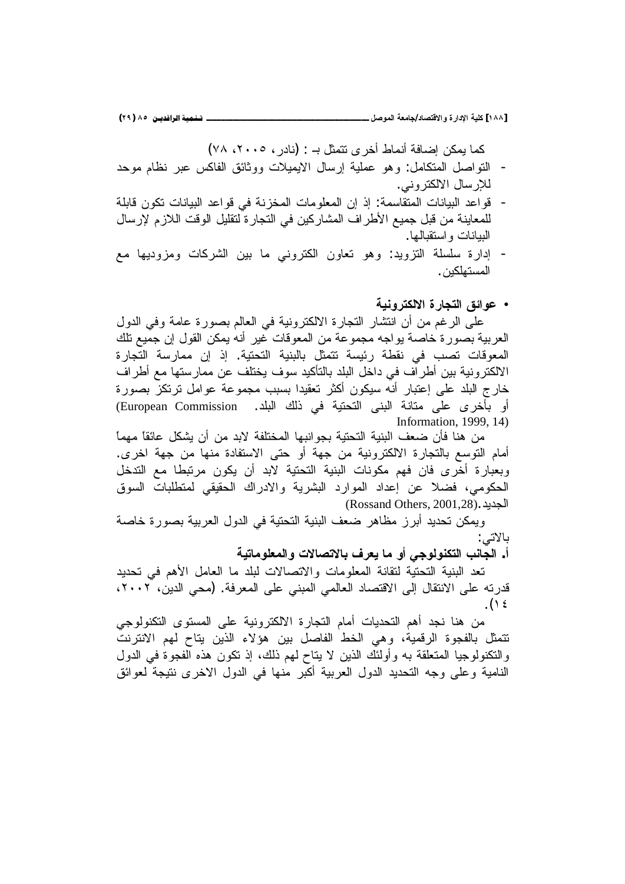كما يمكن إضافة أنماط أخرى تتمثل بـ : (نادر، ٢٠٠٥، ٧٨)

- التواصل المتكامل: وهو عملية إرسال الايميلات ووثائق الفاكس عبر نظام موحد للإرسال الالكتروني.
- قواعد البيانات المتقاسمة: إذ إن المعلومات المخزنة في قواعد البيانات تكون قابلة للمعاينة من قبل جميع الأطراف المشاركين في التجارة لتقليل الوقت اللازم لإرسال البيانات واستقبالها.
- إدارة سلسلة التزويد: وهو تعاون الكتروني ما بين الشركات ومزوديها مع المستهلكين.

- **عوائق التجارة الالكترونية**

على الرغم من أن انتشار التجارة الالكترونية في العالم بصورة عامة وفي الدول العربية بصورة خاصة يواجه مجموعة من المعوقات غير أنه يمكن القول إن جميع تلك المعوقات تصب في نقطة رئيسة تتمثل بالبنية التحتية. إذ إن ممارسة التجارة الالكترونية بين أطراف في داخل البلد بالتأكيد سوف يختلف عن ممارستها مع أطراف خارج البلد على إعتبار أنه سيكون أكثر تعقيدا بسبب مجموعة عوامل ترتكز بصورة أو بأخرى على متانة البنى التحتية في ذلك البلد. (European Commission Information, 1999, 14)

من هنا فأن ضعف البنية التحتية بجوانبها المختلفة لابد من أن يشكل عائقاً مهماً أمام التوسع بالتجارة الالكترونية من جهة أو حتى الاستفادة منها من جهة اخرى. وبعبارة أخرى فان فهم مكونات البنية التحتية لابد أن يكون مرتبطا مع التدخل الحكومي، فضلا عن إعداد الموارد البشرية والادراك الحقيقي لمتطلبات السوق الجديد.(Rossand Others, 2001,28)

ويمكن تحديد أبرز مظاهر ضعف البنية التحتية في الدول العربية بصورة خاصة بالاتي:

**أ. الجانب التكنولوجي أو ما يعرف بالاتصالات والمعلوماتية**

تعد البنية التحتية لتقانة المعلومات والاتصالات لبلد ما العامل الأهم في تحديد قدرته على الانتقال إلى الاقتصاد العالمي المبني على المعرفة. (محي الدين، ٢٠٠٢، ١٤).

من هنا نجد أهم التحديات أمام التجارة الالكترونية على المستوى التكنولوجي تتمثل بالفجوة الرقمية، وهي الخط الفاصل بين هؤلاء الذين يتاح لهم الانترنت والتكنولوجيا المتعلقة به وأولئك الذين لا يتاح لهم ذلك، إذ تكون هذه الفجوة في الدول النامية وعلى وجه التحديد الدول العربية أكبر منها في الدول الاخرى نتيجة لعوائق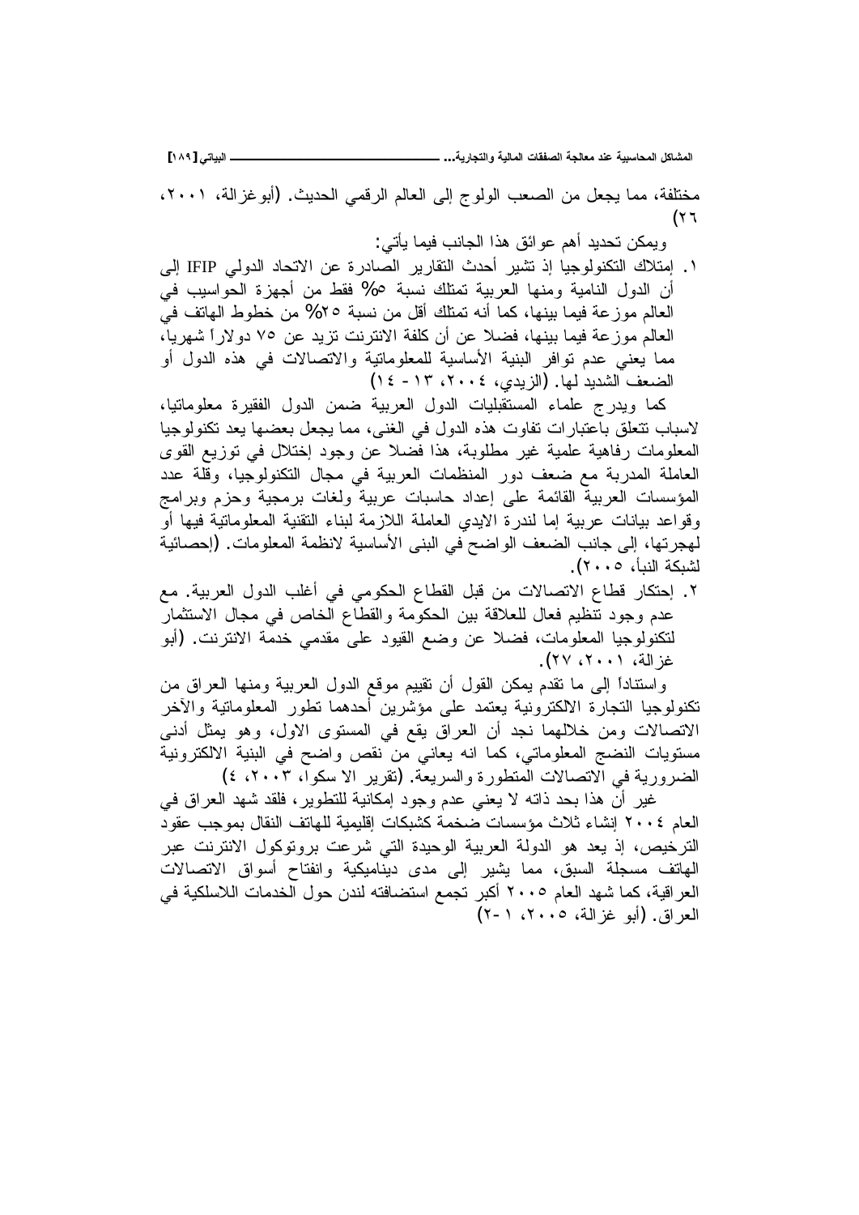مختلفة، مما يجعل من الصعب الولوج إلى العالم الرقمي الحديث. (أبوغزالة، ٢٠٠١، ٢٦)

ويمكن تحديد أهم عوائق هذا الجانب فيما يأتي:

١. إمتلاك التكنولوجيا إذ تشير أحدث التقارير الصادرة عن الاتحاد الدولي IFIP إلى أن الدول النامية ومنها العربية تمتلك نسبة ٥% فقط من أجهزة الحواسيب في العالم موزعة فيما بينها، كما أنه تمتلك أقل من نسبة ٢٥% من خطوط الهاتف في العالم موزعة فيما بينها، فضلا عن أن كلفة الانترنت تزيد عن ٧٥ دولاراً شهرياً، مما يعني عدم توافر البنية الأساسية للمعلوماتية والاتصالات في هذه الدول أو الضعف الشديد لها. (الزيدي، ٢٠٠٤، ١٣ - ١٤)

كما ويدرج علماء المستقبليات الدول العربية ضمن الدول الفقيرة معلوماتيا، لاسباب تتعلق باعتبارات تفاوت هذه الدول في الغنى، مما يجعل بعضها يعد تكنولوجيا المعلومات رفاهية علمية غير مطلوبة، هذا فضلا عن وجود إختلال في توزيع القوى العاملة المدربة مع ضعف دور المنظمات العربية في مجال التكنولوجيا، وقلة عدد المؤسسات العربية القائمة على إعداد حاسبات عربية ولغات برمجية وحزم وبرامج وقواعد بيانات عربية إما لندرة الايدي العاملة اللازمة لبناء التقنية المعلوماتية فيها أو لهجرتها، إلى جانب الضعف الواضح في البنى الأساسية لانظمة المعلومات. (إحصائية لشبكة النبأ، ٢٠٠٥).

٢. إحتكار قطاع الاتصالات من قبل القطاع الحكومي في أغلب الدول العربية. مع عدم وجود تنظيم فعال للعلاقة بين الحكومة والقطاع الخاص في مجال الاستثمار لتكنولوجيا المعلومات، فضلا عن وضع القيود على مقدمي خدمة الانترنت. (أبو غزالة، ٢٠٠١، ٢٧).

واستناداً إلى ما تقدم يمكن القول أن تقييم موقع الدول العربية ومنها العراق من تكنولوجيا التجارة الالكترونية يعتمد على مؤشرين أحدهما تطور المعلوماتية والآخر الاتصالات ومن خلالهما نجد أن العراق يقع في المستوى الاول، وهو يمثل أدنى مستويات النضج المعلوماتي، كما انه يعاني من نقص واضح في البنية الالكترونية الضرورية في الاتصالات المتطورة والسريعة. (تقرير الا سكوا، ٢٠٠٣، ٤)

غير أن هذا بحد ذاته لا يعني عدم وجود إمكانية للتطوير، فلقد شهد العراق في العام ٢٠٠٤ إنشاء ثلاث مؤسسات ضخمة كشبكات إقليمية للهاتف النقال بموجب عقود الترخيص، إذ يعد هو الدولة العربية الوحيدة التي شرعت بروتوكول الانترنت عبر الهاتف مسجلة السبق، مما يشير إلى مدى ديناميكية وانفتاح أسواق الاتصالات العراقية، كما شهد العام ٢٠٠٥ أكبر تجمع استضافته لندن حول الخدمات اللاسلكية في العراق. (أبو غزالة، ٢٠٠٥، ١-٢)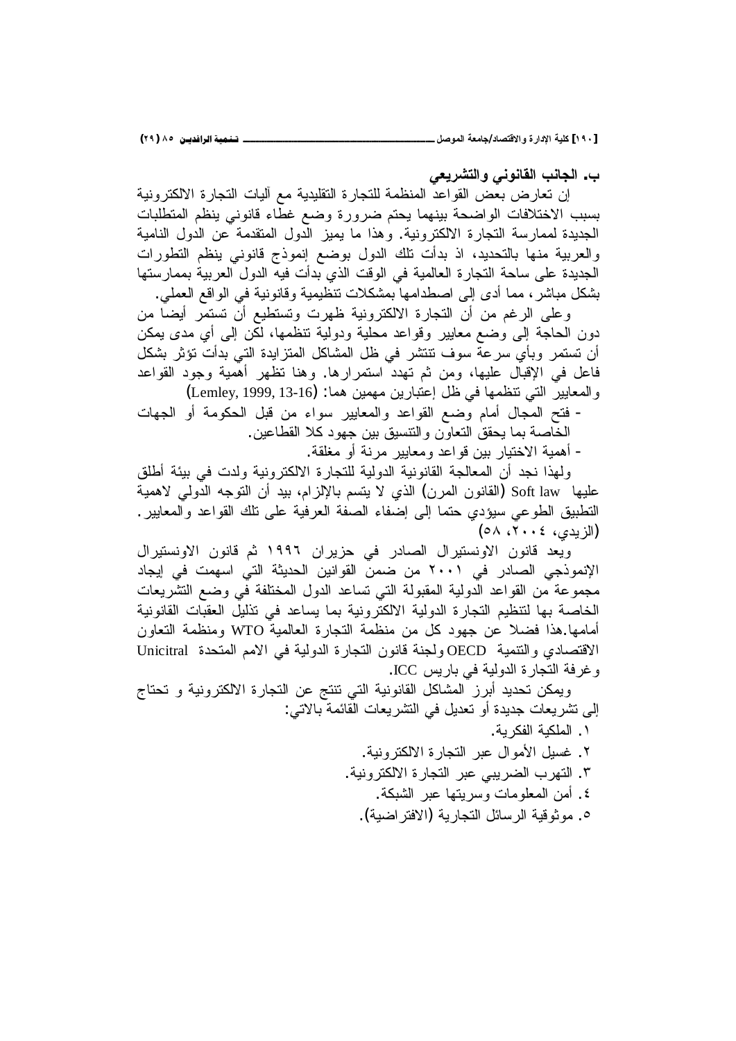### ب. الجانب القانوني والتشريعي

إن تعارض بعض القواعد المنظمة للتجارة التقليدية مع آليات التجارة الالكترونية بسبب الاختلافات الواضحة بينهما يحتم ضرورة وضع غطاء قانوني ينظم المتطلبات الجديدة لممارسة التجارة الالكترونية. وهذا ما يميز الدول المتقدمة عن الدول النامية والعربية منها بالتحديد، اذ بدأت تلك الدول بوضع إنموذج قانوني ينظم التطورات الجديدة على ساحة التجارة العالمية في الوقت الذي بدأت فيه الدول العربية بممارستها بشكل مباشر، مما أدى إلى اصطدامها بمشكلات تنظيمية وقانونية في الواقع العملي.

وعلى الرغم من أن التجارة الالكترونية ظهرت وتستطيع أن تستمر أيضا من دون الحاجة إلى وضع معايير وقواعد محلية ودولية تنظمها، لكن إلى أي مدى يمكن أن تستمر وبأي سرعة سوف تنتشر في ظل المشاكل المتزايدة التي بدأت تؤثر بشكل فاعل في الإقبال عليها، ومن ثم تهدد استمرارها. وهنا تظهر أهمية وجود القواعد والمعايير التي تنظمها في ظل إعتبارين مهمين هما: (Lemley, 1999, 13-16)

- فتح المجال أمام وضع القواعد والمعايير سواء من قبل الحكومة أو الجهات الخاصة بما يحقق التعاون والتنسيق بين جهود كلا القطاعين.
- أهمية الاختيار بين قواعد ومعايير مرنة أو مغلقة.

ولهذا نجد أن المعالجة القانونية الدولية للتجارة الالكترونية ولدت في بيئة أطلق عليها Soft law (القانون المرن) الذي لا يتسم بالإلزام، بيد أن التوجه الدولي لاهمية التطبيق الطوعي سيؤدي حتما إلى إضفاء الصفة العرفية على تلك القواعد والمعايير. (الزيدي، ٢٠٠٤، ٥٨)

ويعد قانون الاونستيرال الصادر في حزيران ١٩٩٦ ثم قانون الاونستيرال الإنموذجي الصادر في ٢٠٠١ من ضمن القوانين الحديثة التي اسهمت في إيجاد مجموعة من القواعد الدولية المقبولة التي تساعد الدول المختلفة في وضع التشريعات الخاصة بها لتنظيم التجارة الدولية الالكترونية بما يساعد في تذليل العقبات القانونية أمامها.هذا فضلا عن جهود كل من منظمة التجارة العالمية WTO ومنظمة التعاون الاقتصادي والتنمية OECD ولجنة قانون التجارة الدولية في الامم المتحدة Unicitral وغرفة التجارة الدولية في باريس ICC.

ويمكن تحديد أبرز المشاكل القانونية التي تنتج عن التجارة الالكترونية و تحتاج إلى تشريعات جديدة أو تعديل في التشريعات القائمة بالاتي:

١. الملكية الفكرية.
٢. غسيل الأموال عبر التجارة الالكترونية.
٣. التهرب الضريبي عبر التجارة الالكترونية.
٤. أمن المعلومات وسريتها عبر الشبكة.
٥. موثوقية الرسائل التجارية (الافتراضية).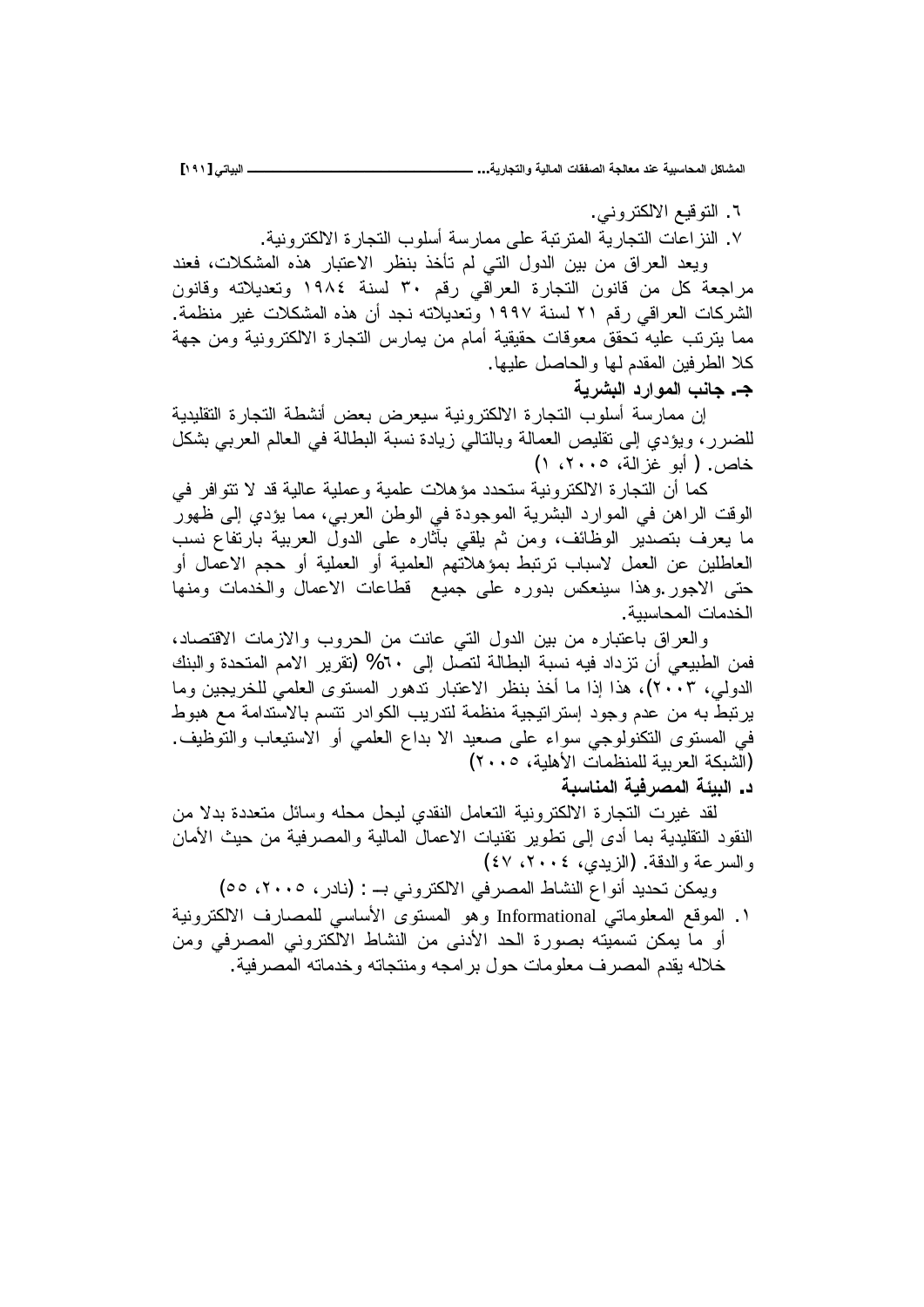٦. التوقيع الالكتروني.

٧. النزاعات التجارية المترتبة على ممارسة أسلوب التجارة الالكترونية.

ويعد العراق من بين الدول التي لم تأخذ بنظر الاعتبار هذه المشكلات، فعند مراجعة كل من قانون التجارة العراقي رقم ٣٠ لسنة ١٩٨٤ وتعديلاته وقانون الشركات العراقي رقم ٢١ لسنة ١٩٩٧ وتعديلاته نجد أن هذه المشكلات غير منظمة. مما يترتب عليه تحقق معوقات حقيقية أمام من يمارس التجارة الالكترونية ومن جهة كلا الطرفين المقدم لها والحاصل عليها.

**جـ. جانب الموارد البشرية**

إن ممارسة أسلوب التجارة الالكترونية سيعرض بعض أنشطة التجارة التقليدية للضرر، ويؤدي إلى تقليص العمالة وبالتالي زيادة نسبة البطالة في العالم العربي بشكل خاص. ( أبو غزالة، ٢٠٠٥، ١)

كما أن التجارة الالكترونية ستحدد مؤهلات علمية وعملية عالية قد لا تتوافر في الوقت الراهن في الموارد البشرية الموجودة في الوطن العربي، مما يؤدي إلى ظهور ما يعرف بتصدير الوظائف، ومن ثم يلقي بآثاره على الدول العربية بارتفاع نسب العاطلين عن العمل لاسباب ترتبط بمؤهلاتهم العلمية أو العملية أو حجم الاعمال أو حتى الاجور.وهذا سينعكس بدوره على جميع قطاعات الاعمال والخدمات ومنها الخدمات المحاسبية.

والعراق باعتباره من بين الدول التي عانت من الحروب والازمات الاقتصاد، فمن الطبيعي أن تزداد فيه نسبة البطالة لتصل إلى ٦٠% (تقرير الامم المتحدة والبنك الدولي، ٢٠٠٣)، هذا إذا ما أخذ بنظر الاعتبار تدهور المستوى العلمي للخريجين وما يرتبط به من عدم وجود إستراتيجية منظمة لتدريب الكوادر تتسم بالاستدامة مع هبوط في المستوى التكنولوجي سواء على صعيد الا بداع العلمي أو الاستيعاب والتوظيف. (الشبكة العربية للمنظمات الأهلية، ٢٠٠٥)

**د. البيئة المصرفية المناسبة**

لقد غيرت التجارة الالكترونية التعامل النقدي ليحل محله وسائل متعددة بدلا من النقود التقليدية بما أدى إلى تطوير تقنيات الاعمال المالية والمصرفية من حيث الأمان والسرعة والدقة. (الزيدي، ٢٠٠٤، ٤٧)

ويمكن تحديد أنواع النشاط المصرفي الالكتروني بـ : (نادر، ٢٠٠٥، ٥٥)

١. الموقع المعلوماتي Informational وهو المستوى الأساسي للمصارف الالكترونية أو ما يمكن تسميته بصورة الحد الأدنى من النشاط الالكتروني المصرفي ومن خلاله يقدم المصرف معلومات حول برامجه ومنتجاته وخدماته المصرفية.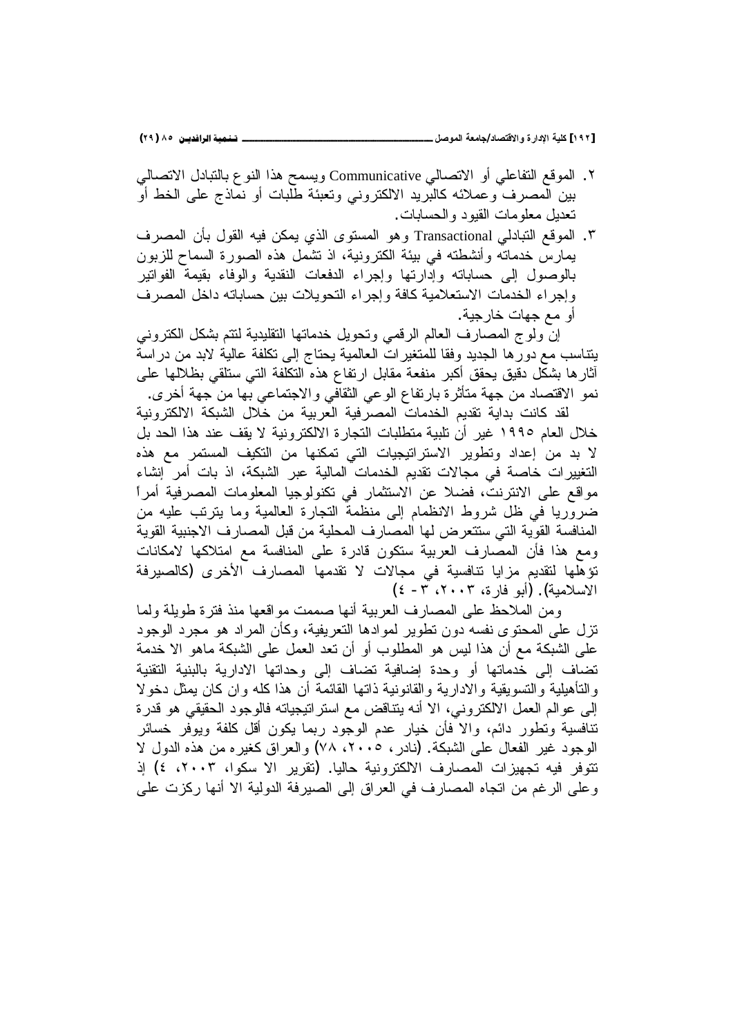٢. الموقع التفاعلي أو الاتصالي Communicative ويسمح هذا النوع بالتبادل الاتصالي بين المصرف وعملائه كالبريد الالكتروني وتعبئة طلبات أو نماذج على الخط أو تعديل معلومات القيود والحسابات.

٣. الموقع التبادلي Transactional وهو المستوى الذي يمكن فيه القول بأن المصرف يمارس خدماته وأنشطته في بيئة الكترونية، اذ تشمل هذه الصورة السماح للزبون بالوصول إلى حساباته وإدارتها وإجراء الدفعات النقدية والوفاء بقيمة الفواتير وإجراء الخدمات الاستعلامية كافة وإجراء التحويلات بين حساباته داخل المصرف أو مع جهات خارجية.

إن ولوج المصارف العالم الرقمي وتحويل خدماتها التقليدية لتتم بشكل الكتروني يتناسب مع دورها الجديد وفقا للمتغيرات العالمية يحتاج إلى تكلفة عالية لابد من دراسة آثارها بشكل دقيق يحقق أكبر منفعة مقابل ارتفاع هذه التكلفة التي ستلقي بظلالها على نمو الاقتصاد من جهة متأثرة بارتفاع الوعي الثقافي والاجتماعي بها من جهة أخرى.

لقد كانت بداية تقديم الخدمات المصرفية العربية من خلال الشبكة الالكترونية خلال العام ١٩٩٥ غير أن تلبية متطلبات التجارة الالكترونية لا يقف عند هذا الحد بل لا بد من إعداد وتطوير الاستراتيجيات التي تمكنها من التكيف المستمر مع هذه التغييرات خاصة في مجالات تقديم الخدمات المالية عبر الشبكة، اذ بات أمر إنشاء مواقع على الانترنت، فضلا عن الاستثمار في تكنولوجيا المعلومات المصرفية أمراً ضروريا في ظل شروط الانضمام إلى منظمة التجارة العالمية وما يترتب عليه من المنافسة القوية التي ستتعرض لها المصارف المحلية من قبل المصارف الاجنبية القوية ومع هذا فأن المصارف العربية ستكون قادرة على المنافسة مع امتلاكها لامكانات تؤهلها لتقديم مزايا تنافسية في مجالات لا تقدمها المصارف الأخرى (كالصيرفة الاسلامية). (أبو فارة، ٢٠٠٣، ٣ - ٤)

ومن الملاحظ على المصارف العربية أنها صممت مواقعها منذ فترة طويلة ولما تزل على المحتوى نفسه دون تطوير لموادها التعريفية، وكأن المراد هو مجرد الوجود على الشبكة مع أن هذا ليس هو المطلوب أو أن تعد العمل على الشبكة ماهو الا خدمة تضاف إلى خدماتها أو وحدة إضافية تضاف إلى وحداتها الادارية بالبنية التقنية والتأهيلية والتسويقية والادارية والقانونية ذاتها القائمة أن هذا كله وان كان يمثل دخولا إلى عوالم العمل الالكتروني، الا أنه يتناقض مع استراتيجياته فالوجود الحقيقي هو قدرة تنافسية وتطور دائم، والا فأن خيار عدم الوجود ربما يكون أقل كلفة ويوفر خسائر الوجود غير الفعال على الشبكة. (نادر، ٢٠٠٥، ٧٨) والعراق كغيره من هذه الدول لا تتوفر فيه تجهيزات المصارف الالكترونية حاليا. (تقرير الا سكوا، ٢٠٠٣، ٤) إذ وعلى الرغم من اتجاه المصارف في العراق إلى الصيرفة الدولية الا أنها ركزت على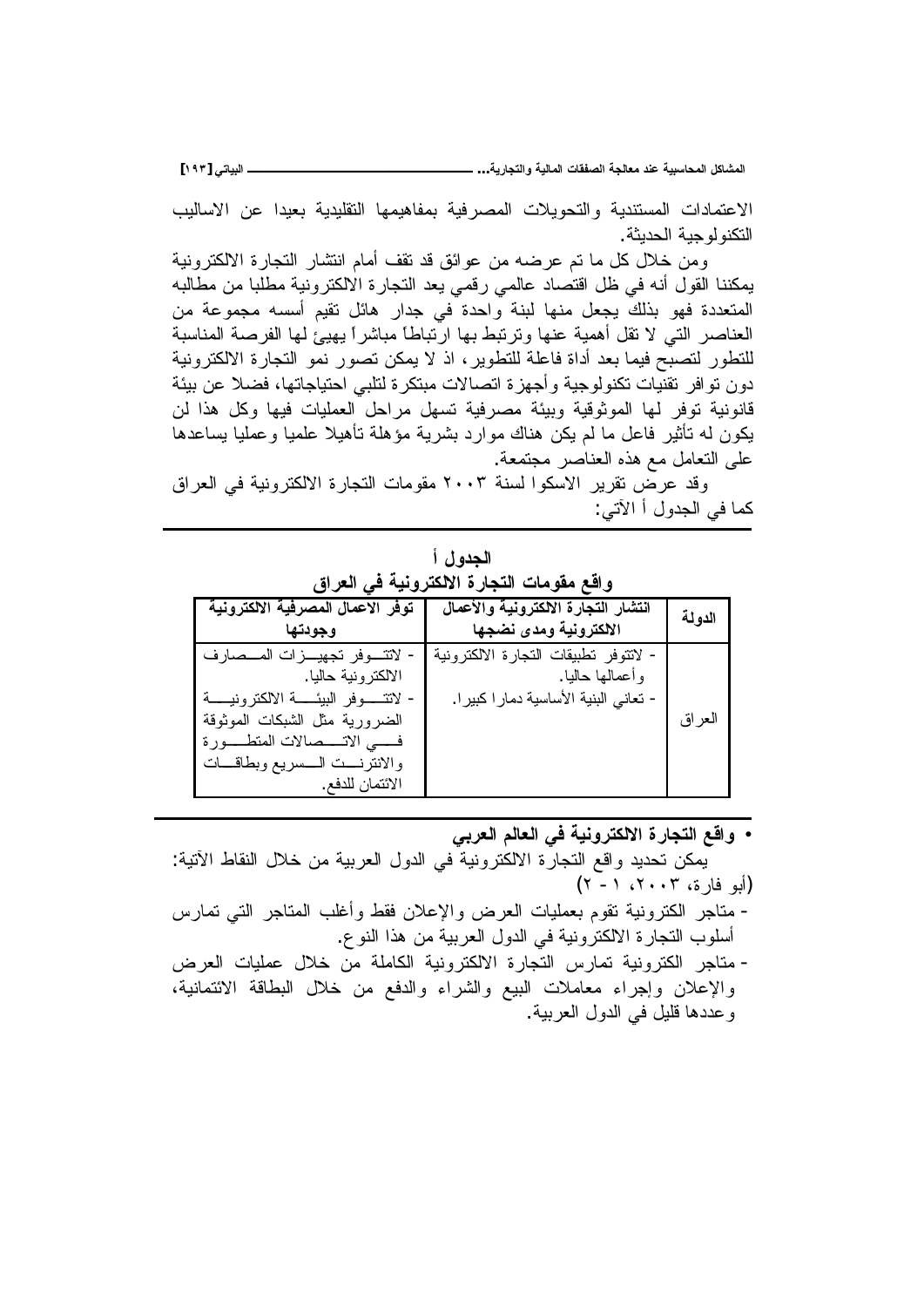الاعتمادات المستندية والتحويلات المصرفية بمفاهيمها التقليدية بعيدا عن الاساليب التكنولوجية الحديثة.

ومن خلال كل ما تم عرضه من عوائق قد تقف أمام انتشار التجارة الالكترونية يمكننا القول أنه في ظل اقتصاد عالمي رقمي يعد التجارة الالكترونية مطلبا من مطالبه المتعددة فهو بذلك يجعل منها لبنة واحدة في جدار هائل تقيم أسسه مجموعة من العناصر التي لا تقل أهمية عنها وترتبط بها ارتباطاً مباشراً يهيئ لها الفرصة المناسبة للتطور لتصبح فيما بعد أداة فاعلة للتطوير، اذ لا يمكن تصور نمو التجارة الالكترونية دون توافر تقنيات تكنولوجية وأجهزة اتصالات مبتكرة لتلبي احتياجاتها، فضلا عن بيئة قانونية توفر لها الموثوقية وبيئة مصرفية تسهل مراحل العمليات فيها وكل هذا لن يكون له تأثير فاعل ما لم يكن هناك موارد بشرية مؤهلة تأهيلا علميا وعمليا يساعدها على التعامل مع هذه العناصر مجتمعة.

وقد عرض تقرير الاسكوا لسنة ٢٠٠٣ مقومات التجارة الالكترونية في العراق كما في الجدول أ الآتي:

**الجدول أ**

**واقع مقومات التجارة الالكترونية في العراق**

| الدولة | انتشار التجارة الالكترونية والأعمال الالكترونية ومدى نضجها | توفر الاعمال المصرفية الالكترونية وجودتها |
|---|---|---|
| العراق | - لاتتوفر تطبيقات التجارة الالكترونية وأعمالها حاليا.<br>- تعاني البنية الأساسية دمارا كبيرا. | - لاتتوفر تجهيزات المصارف الالكترونية حاليا.<br>- لاتتوفر البيئة الالكترونية الضرورية مثل الشبكات الموثوقة في الاتصالات المتطورة والانترنت السريع وبطاقات الائتمان للدفع. |

- **واقع التجارة الالكترونية في العالم العربي**

يمكن تحديد واقع التجارة الالكترونية في الدول العربية من خلال النقاط الآتية: (أبو فارة، ٢٠٠٣، ١ - ٢)

- متاجر الكترونية تقوم بعمليات العرض والإعلان فقط وأغلب المتاجر التي تمارس أسلوب التجارة الالكترونية في الدول العربية من هذا النوع.
- متاجر الكترونية تمارس التجارة الالكترونية الكاملة من خلال عمليات العرض والإعلان وإجراء معاملات البيع والشراء والدفع من خلال البطاقة الائتمانية، وعددها قليل في الدول العربية.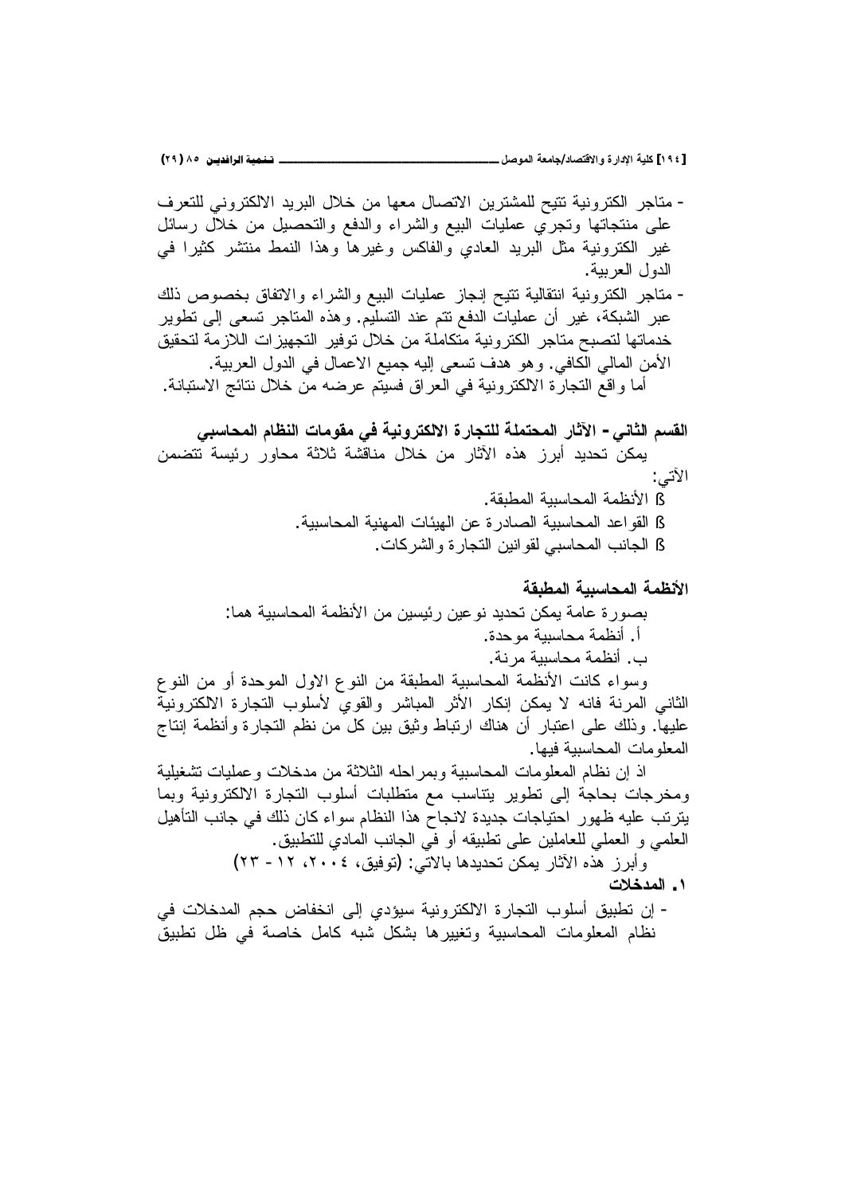- متاجر الكترونية تتيح للمشترين الاتصال معها من خلال البريد الالكتروني للتعرف على منتجاتها وتجري عمليات البيع والشراء والدفع والتحصيل من خلال رسائل غير الكترونية مثل البريد العادي والفاكس وغيرها وهذا النمط منتشر كثيرا في الدول العربية.
- متاجر الكترونية انتقالية تتيح إنجاز عمليات البيع والشراء والاتفاق بخصوص ذلك عبر الشبكة، غير أن عمليات الدفع تتم عند التسليم. وهذه المتاجر تسعى إلى تطوير خدماتها لتصبح متاجر الكترونية متكاملة من خلال توفير التجهيزات اللازمة لتحقيق الأمن المالي الكافي. وهو هدف تسعى إليه جميع الاعمال في الدول العربية.

أما واقع التجارة الالكترونية في العراق فسيتم عرضه من خلال نتائج الاستبانة.

## القسم الثاني - الآثار المحتملة للتجارة الالكترونية في مقومات النظام المحاسبي

يمكن تحديد أبرز هذه الآثار من خلال مناقشة ثلاثة محاور رئيسة تتضمن الآتي:

- الأنظمة المحاسبية المطبقة.
- القواعد المحاسبية الصادرة عن الهيئات المهنية المحاسبية.
- الجانب المحاسبي لقوانين التجارة والشركات.

### الأنظمة المحاسبية المطبقة

بصورة عامة يمكن تحديد نوعين رئيسين من الأنظمة المحاسبية هما:

أ. أنظمة محاسبية موحدة.

ب. أنظمة محاسبية مرنة.

وسواء كانت الأنظمة المحاسبية المطبقة من النوع الاول الموحدة أو من النوع الثاني المرنة فانه لا يمكن إنكار الأثر المباشر والقوي لأسلوب التجارة الالكترونية عليها. وذلك على اعتبار أن هناك ارتباط وثيق بين كل من نظم التجارة وأنظمة إنتاج المعلومات المحاسبية فيها.

اذ إن نظام المعلومات المحاسبية وبمراحله الثلاثة من مدخلات وعمليات تشغيلية ومخرجات بحاجة إلى تطوير يتناسب مع متطلبات أسلوب التجارة الالكترونية وبما يترتب عليه ظهور احتياجات جديدة لانجاح هذا النظام سواء كان ذلك في جانب التأهيل العلمي و العملي للعاملين على تطبيقه أو في الجانب المادي للتطبيق.

وأبرز هذه الآثار يمكن تحديدها بالاتي: (توفيق، ٢٠٠٤، ١٢ - ٢٣)

**١. المدخلات**

- إن تطبيق أسلوب التجارة الالكترونية سيؤدي إلى انخفاض حجم المدخلات في نظام المعلومات المحاسبية وتغييرها بشكل شبه كامل خاصة في ظل تطبيق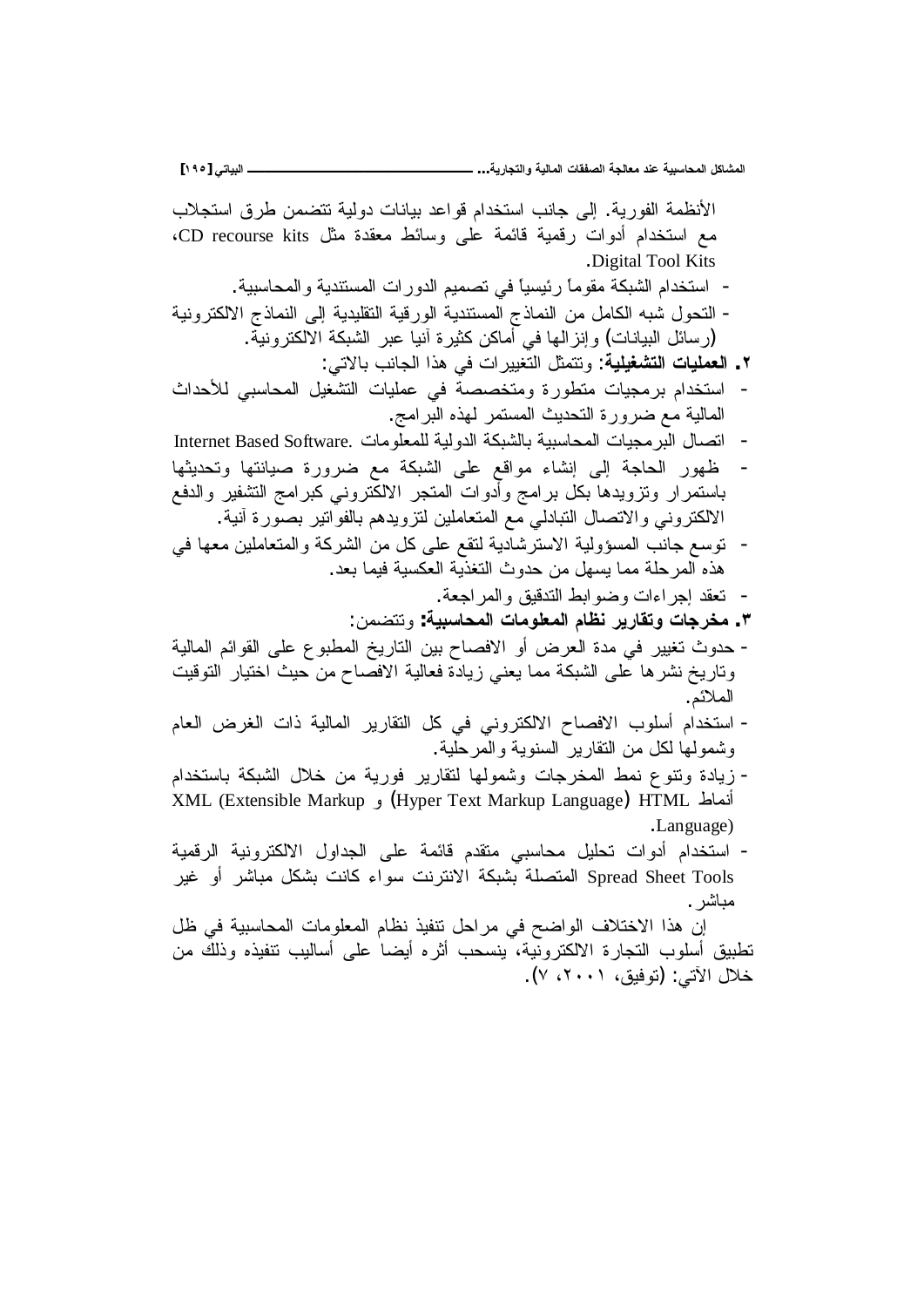الأنظمة الفورية. إلى جانب استخدام قواعد بيانات دولية تتضمن طرق استجلاب مع استخدام أدوات رقمية قائمة على وسائط معقدة مثل CD recourse kits، Digital Tool Kits.

- استخدام الشبكة مقوماً رئيسياً في تصميم الدورات المستندية والمحاسبية.
- التحول شبه الكامل من النماذج المستندية الورقية التقليدية إلى النماذج الالكترونية (رسائل البيانات) وإنزالها في أماكن كثيرة آنيا عبر الشبكة الالكترونية.

**٢. العمليات التشغيلية**: وتتمثل التغييرات في هذا الجانب بالاتي:

- استخدام برمجيات متطورة ومتخصصة في عمليات التشغيل المحاسبي للأحداث المالية مع ضرورة التحديث المستمر لهذه البرامج.
- اتصال البرمجيات المحاسبية بالشبكة الدولية للمعلومات .Internet Based Software
- ظهور الحاجة إلى إنشاء مواقع على الشبكة مع ضرورة صيانتها وتحديثها باستمرار وتزويدها بكل برامج وأدوات المتجر الالكتروني كبرامج التشفير والدفع الالكتروني والاتصال التبادلي مع المتعاملين لتزويدهم بالفواتير بصورة آنية.
- توسع جانب المسؤولية الاسترشادية لتقع على كل من الشركة والمتعاملين معها في هذه المرحلة مما يسهل من حدوث التغذية العكسية فيما بعد.
- تعقد إجراءات وضوابط التدقيق والمراجعة.

**٣. مخرجات وتقارير نظام المعلومات المحاسبية:** وتتضمن:

- حدوث تغيير في مدة العرض أو الافصاح بين التاريخ المطبوع على القوائم المالية وتاريخ نشرها على الشبكة مما يعني زيادة فعالية الافصاح من حيث اختيار التوقيت الملائم.
- استخدام أسلوب الافصاح الالكتروني في كل التقارير المالية ذات الغرض العام وشمولها لكل من التقارير السنوية والمرحلية.
- زيادة وتنوع نمط المخرجات وشمولها لتقارير فورية من خلال الشبكة باستخدام أنماط HTML (Hyper Text Markup Language) و XML (Extensible Markup Language).
- استخدام أدوات تحليل محاسبي متقدم قائمة على الجداول الالكترونية الرقمية Spread Sheet Tools المتصلة بشبكة الانترنت سواء كانت بشكل مباشر أو غير مباشر.

إن هذا الاختلاف الواضح في مراحل تنفيذ نظام المعلومات المحاسبية في ظل تطبيق أسلوب التجارة الالكترونية، ينسحب أثره أيضا على أساليب تنفيذه وذلك من خلال الآتي: (توفيق، ٢٠٠١، ٧).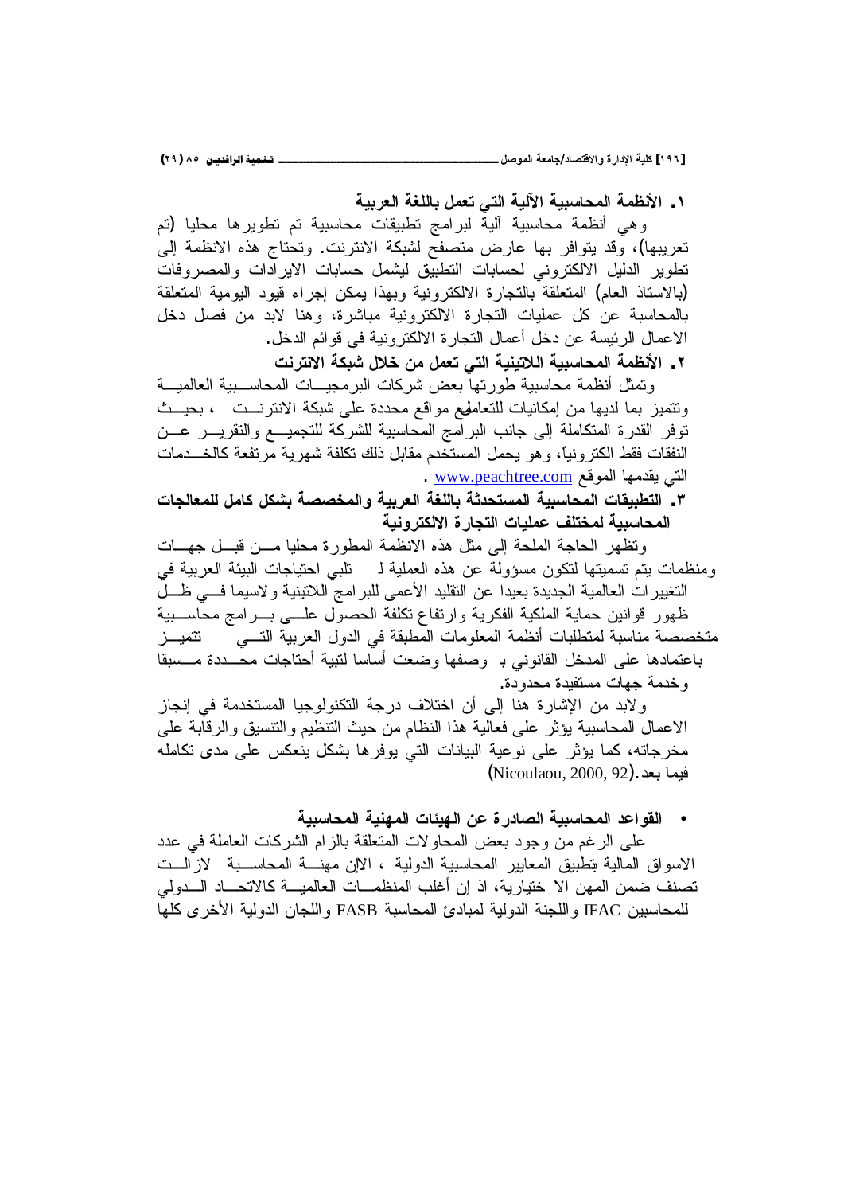**١. الأنظمة المحاسبية الآلية التي تعمل باللغة العربية**

وهي أنظمة محاسبية آلية لبرامج تطبيقات محاسبية تم تطويرها محليا (تم تعريبها)، وقد يتوافر بها عارض متصفح لشبكة الانترنت. وتحتاج هذه الانظمة إلى تطوير الدليل الالكتروني لحسابات التطبيق ليشمل حسابات الايرادات والمصروفات (بالاستاذ العام) المتعلقة بالتجارة الالكترونية وبهذا يمكن إجراء قيود اليومية المتعلقة بالمحاسبة عن كل عمليات التجارة الالكترونية مباشرة، وهنا لابد من فصل دخل الاعمال الرئيسة عن دخل أعمال التجارة الالكترونية في قوائم الدخل.

**٢. الأنظمة المحاسبية اللاتينية التي تعمل من خلال شبكة الانترنت**

وتمثل أنظمة محاسبية طورتها بعض شركات البرمجيات المحاسبية العالمية وتتميز بما لديها من إمكانيات للتعامل مع مواقع محددة على شبكة الانترنت ، بحيث توفر القدرة المتكاملة إلى جانب البرامج المحاسبية للشركة للتجميع والتقرير عن النفقات فقط الكترونيا، وهو يحمل المستخدم مقابل ذلك تكلفة شهرية مرتفعة كالخدمات التي يقدمها الموقع www.peachtree.com .

**٣. التطبيقات المحاسبية المستحدثة باللغة العربية والمخصصة بشكل كامل للمعالجات المحاسبية لمختلف عمليات التجارة الالكترونية**

وتظهر الحاجة الملحة إلى مثل هذه الانظمة المطورة محليا من قبل جهات ومنظمات يتم تسميتها لتكون مسؤولة عن هذه العملية لـ تلبي احتياجات البيئة العربية في التغييرات العالمية الجديدة بعيدا عن التقليد الأعمى للبرامج اللاتينية ولاسيما في ظل ظهور قوانين حماية الملكية الفكرية وارتفاع تكلفة الحصول على برامج محاسبية متخصصة مناسبة لمتطلبات أنظمة المعلومات المطبقة في الدول العربية التي تتميز باعتمادها على المدخل القانوني بـ وصفها وضعت أساسا لتبية أحتاجات محددة مسبقا وخدمة جهات مستفيدة محدودة.

ولابد من الإشارة هنا إلى أن اختلاف درجة التكنولوجيا المستخدمة في إنجاز الاعمال المحاسبية يؤثر على فعالية هذا النظام من حيث التنظيم والتنسيق والرقابة على مخرجاته، كما يؤثر على نوعية البيانات التي يوفرها بشكل ينعكس على مدى تكامله فيما بعد.(Nicoulaou, 2000, 92)

- **القواعد المحاسبية الصادرة عن الهيئات المهنية المحاسبية**

على الرغم من وجود بعض المحاولات المتعلقة بالزام الشركات العاملة في عدد الاسواق المالية بتطبيق المعايير المحاسبية الدولية ، الاان مهنة المحاسبة لازالت تصنف ضمن المهن الا ختيارية، اذ إن أغلب المنظمات العالمية كالاتحاد الدولي للمحاسبين IFAC واللجنة الدولية لمبادئ المحاسبة FASB واللجان الدولية الأخرى كلها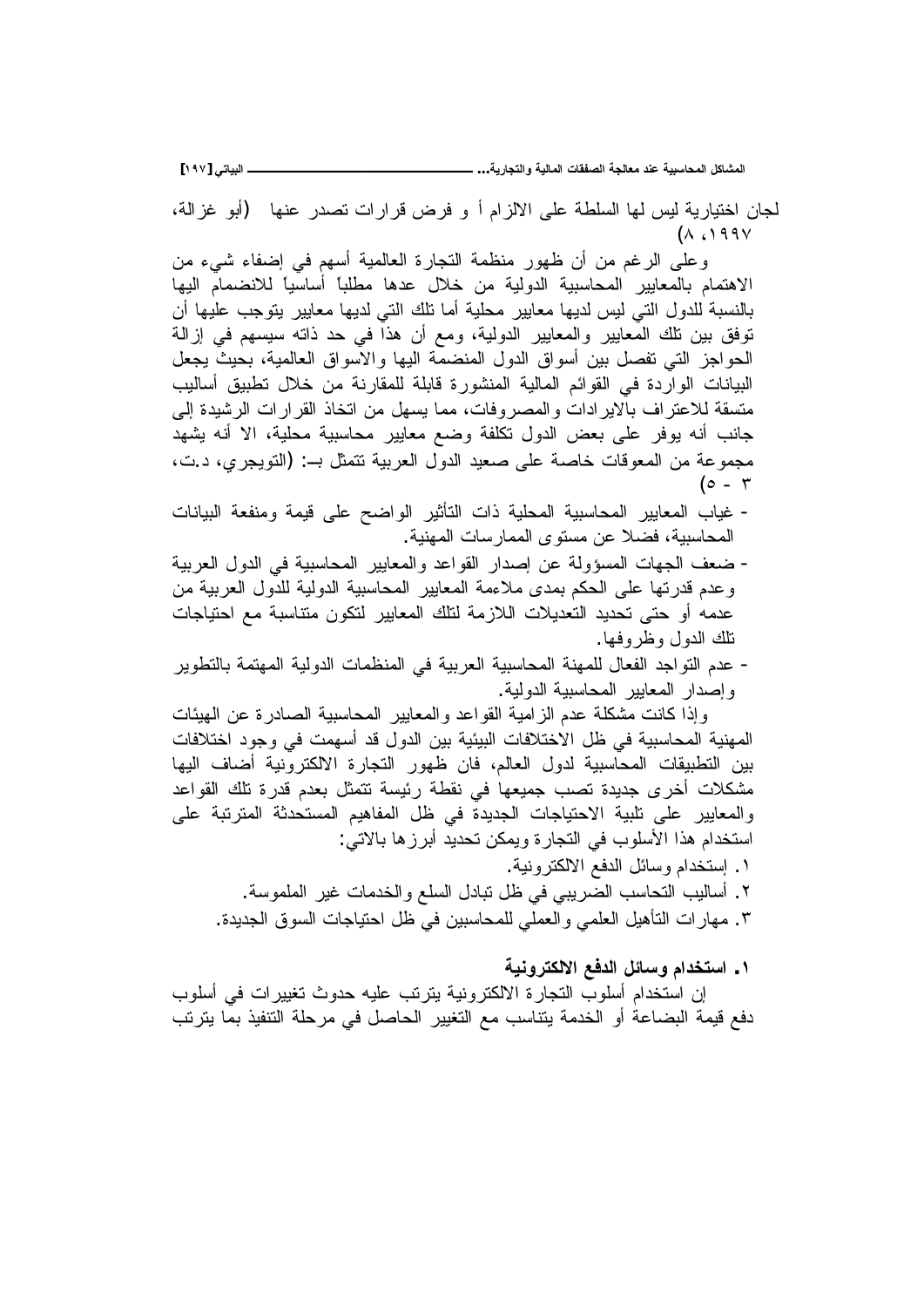لجان اختيارية ليس لها السلطة على الالزام أ و فرض قرارات تصدر عنها (أبو غزالة، ١٩٩٧، ٨)

وعلى الرغم من أن ظهور منظمة التجارة العالمية أسهم في إضفاء شيء من الاهتمام بالمعايير المحاسبية الدولية من خلال عدها مطلباً أساسياً للانضمام اليها بالنسبة للدول التي ليس لديها معايير محلية أما تلك التي لديها معايير يتوجب عليها أن توفق بين تلك المعايير والمعايير الدولية، ومع أن هذا في حد ذاته سيسهم في إزالة الحواجز التي تفصل بين أسواق الدول المنضمة اليها والاسواق العالمية، بحيث يجعل البيانات الواردة في القوائم المالية المنشورة قابلة للمقارنة من خلال تطبيق أساليب متسقة للاعتراف بالايرادات والمصروفات، مما يسهل من اتخاذ القرارات الرشيدة إلى جانب أنه يوفر على بعض الدول تكلفة وضع معايير محاسبية محلية، الا أنه يشهد مجموعة من المعوقات خاصة على صعيد الدول العربية تتمثل بـ: (التويجري، د.ت، ٣ - ٥)

- غياب المعايير المحاسبية المحلية ذات التأثير الواضح على قيمة ومنفعة البيانات المحاسبية، فضلا عن مستوى الممارسات المهنية.
- ضعف الجهات المسؤولة عن إصدار القواعد والمعايير المحاسبية في الدول العربية وعدم قدرتها على الحكم بمدى ملاءمة المعايير المحاسبية الدولية للدول العربية من عدمه أو حتى تحديد التعديلات اللازمة لتلك المعايير لتكون متناسبة مع احتياجات تلك الدول وظروفها.
- عدم التواجد الفعال للمهنة المحاسبية العربية في المنظمات الدولية المهتمة بالتطوير وإصدار المعايير المحاسبية الدولية.

وإذا كانت مشكلة عدم الزامية القواعد والمعايير المحاسبية الصادرة عن الهيئات المهنية المحاسبية في ظل الاختلافات البيئية بين الدول قد أسهمت في وجود اختلافات بين التطبيقات المحاسبية لدول العالم، فان ظهور التجارة الالكترونية أضاف اليها مشكلات أخرى جديدة تصب جميعها في نقطة رئيسة تتمثل بعدم قدرة تلك القواعد والمعايير على تلبية الاحتياجات الجديدة في ظل المفاهيم المستحدثة المترتبة على استخدام هذا الأسلوب في التجارة ويمكن تحديد أبرزها بالاتي:

١. إستخدام وسائل الدفع الالكترونية.
٢. أساليب التحاسب الضريبي في ظل تبادل السلع والخدمات غير الملموسة.
٣. مهارات التأهيل العلمي والعملي للمحاسبين في ظل احتياجات السوق الجديدة.

**١. استخدام وسائل الدفع الالكترونية**

إن استخدام أسلوب التجارة الالكترونية يترتب عليه حدوث تغييرات في أسلوب دفع قيمة البضاعة أو الخدمة يتناسب مع التغيير الحاصل في مرحلة التنفيذ بما يترتب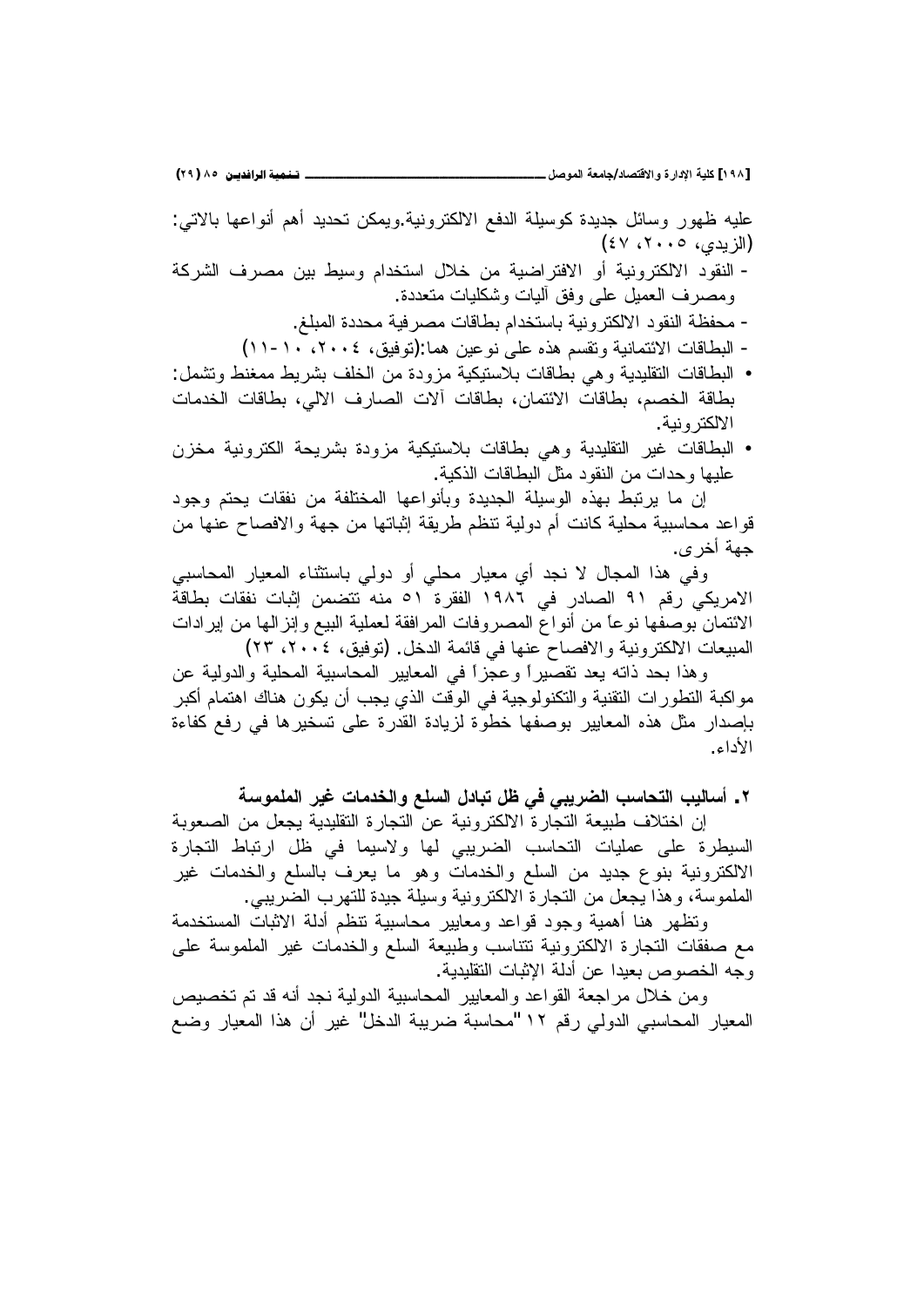عليه ظهور وسائل جديدة كوسيلة الدفع الالكترونية.ويمكن تحديد أهم أنواعها بالاتي: (الزيدي، ٢٠٠٥، ٤٧)

- النقود الالكترونية أو الافتراضية من خلال استخدام وسيط بين مصرف الشركة ومصرف العميل على وفق آليات وشكليات متعددة.
- محفظة النقود الالكترونية باستخدام بطاقات مصرفية محددة المبلغ.
- البطاقات الائتمانية وتقسم هذه على نوعين هما:(توفيق، ٢٠٠٤، ١٠-١١)

• البطاقات التقليدية وهي بطاقات بلاستيكية مزودة من الخلف بشريط ممغنط وتشمل: بطاقة الخصم، بطاقات الائتمان، بطاقات آلات الصارف الالي، بطاقات الخدمات الالكترونية.

• البطاقات غير التقليدية وهي بطاقات بلاستيكية مزودة بشريحة الكترونية مخزن عليها وحدات من النقود مثل البطاقات الذكية.

إن ما يرتبط بهذه الوسيلة الجديدة وبأنواعها المختلفة من نفقات يحتم وجود قواعد محاسبية محلية كانت أم دولية تنظم طريقة إثباتها من جهة والافصاح عنها من جهة أخرى.

وفي هذا المجال لا نجد أي معيار محلي أو دولي باستثناء المعيار المحاسبي الامريكي رقم ٩١ الصادر في ١٩٨٦ الفقرة ٥١ منه تتضمن إثبات نفقات بطاقة الائتمان بوصفها نوعاً من أنواع المصروفات المرافقة لعملية البيع وإنزالها من إيرادات المبيعات الالكترونية والافصاح عنها في قائمة الدخل. (توفيق، ٢٠٠٤، ٢٣)

وهذا بحد ذاته يعد تقصيراً وعجزاً في المعايير المحاسبية المحلية والدولية عن مواكبة التطورات التقنية والتكنولوجية في الوقت الذي يجب أن يكون هناك اهتمام أكبر بإصدار مثل هذه المعايير بوصفها خطوة لزيادة القدرة على تسخيرها في رفع كفاءة الأداء.

### ٢. أساليب التحاسب الضريبي في ظل تبادل السلع والخدمات غير الملموسة

إن اختلاف طبيعة التجارة الالكترونية عن التجارة التقليدية يجعل من الصعوبة السيطرة على عمليات التحاسب الضريبي لها ولاسيما في ظل ارتباط التجارة الالكترونية بنوع جديد من السلع والخدمات وهو ما يعرف بالسلع والخدمات غير الملموسة، وهذا يجعل من التجارة الالكترونية وسيلة جيدة للتهرب الضريبي.

وتظهر هنا أهمية وجود قواعد ومعايير محاسبية تنظم أدلة الاثبات المستخدمة مع صفقات التجارة الالكترونية تتناسب وطبيعة السلع والخدمات غير الملموسة على وجه الخصوص بعيدا عن أدلة الإثبات التقليدية.

ومن خلال مراجعة القواعد والمعايير المحاسبية الدولية نجد أنه قد تم تخصيص المعيار المحاسبي الدولي رقم ١٢ "محاسبة ضريبة الدخل" غير أن هذا المعيار وضع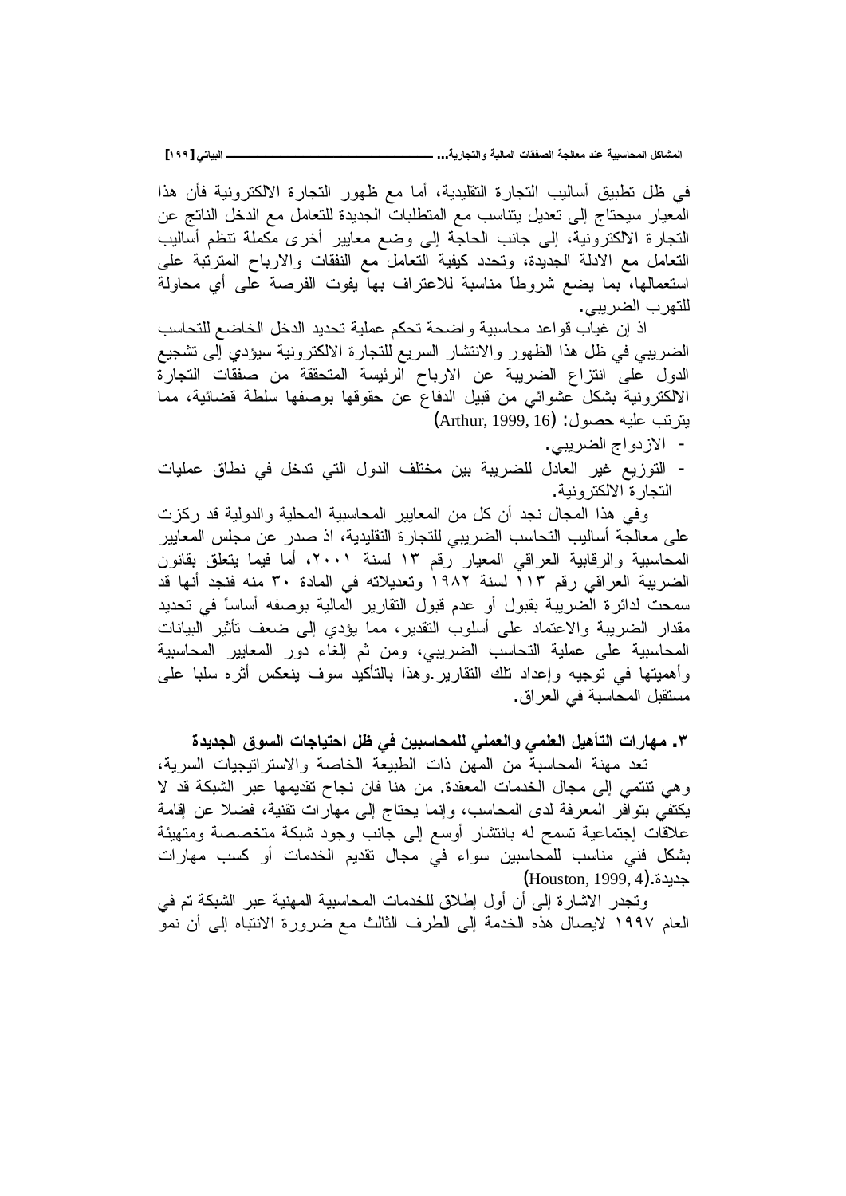في ظل تطبيق أساليب التجارة التقليدية، أما مع ظهور التجارة الالكترونية فأن هذا المعيار سيحتاج إلى تعديل يتناسب مع المتطلبات الجديدة للتعامل مع الدخل الناتج عن التجارة الالكترونية، إلى جانب الحاجة إلى وضع معايير أخرى مكملة تنظم أساليب التعامل مع الادلة الجديدة، وتحدد كيفية التعامل مع النفقات والارباح المترتبة على استعمالها، بما يضع شروطاً مناسبة للاعتراف بها يفوت الفرصة على أي محاولة للتهرب الضريبي.

اذ إن غياب قواعد محاسبية واضحة تحكم عملية تحديد الدخل الخاضع للتحاسب الضريبي في ظل هذا الظهور والانتشار السريع للتجارة الالكترونية سيؤدي إلى تشجيع الدول على انتزاع الضريبة عن الارباح الرئيسة المتحققة من صفقات التجارة الالكترونية بشكل عشوائي من قبيل الدفاع عن حقوقها بوصفها سلطة قضائية، مما يترتب عليه حصول: (Arthur, 1999, 16)

- الازدواج الضريبي.
- التوزيع غير العادل للضريبة بين مختلف الدول التي تدخل في نطاق عمليات التجارة الالكترونية.

وفي هذا المجال نجد أن كل من المعايير المحاسبية المحلية والدولية قد ركزت على معالجة أساليب التحاسب الضريبي للتجارة التقليدية، اذ صدر عن مجلس المعايير المحاسبية والرقابية العراقي المعيار رقم ١٣ لسنة ٢٠٠١، أما فيما يتعلق بقانون الضريبة العراقي رقم ١١٣ لسنة ١٩٨٢ وتعديلاته في المادة ٣٠ منه فنجد أنها قد سمحت لدائرة الضريبة بقبول أو عدم قبول التقارير المالية بوصفه أساساً في تحديد مقدار الضريبة والاعتماد على أسلوب التقدير، مما يؤدي إلى ضعف تأثير البيانات المحاسبية على عملية التحاسب الضريبي، ومن ثم إلغاء دور المعايير المحاسبية وأهميتها في توجيه وإعداد تلك التقارير.وهذا بالتأكيد سوف ينعكس أثره سلبا على مستقبل المحاسبة في العراق.

### ٣. مهارات التأهيل العلمي والعملي للمحاسبين في ظل احتياجات السوق الجديدة

تعد مهنة المحاسبة من المهن ذات الطبيعة الخاصة والاستراتيجيات السرية، وهي تنتمي إلى مجال الخدمات المعقدة. من هنا فان نجاح تقديمها عبر الشبكة قد لا يكتفي بتوافر المعرفة لدى المحاسب، وإنما يحتاج إلى مهارات تقنية، فضلا عن إقامة علاقات إجتماعية تسمح له بانتشار أوسع إلى جانب وجود شبكة متخصصة ومتهيئة بشكل فني مناسب للمحاسبين سواء في مجال تقديم الخدمات أو كسب مهارات جديدة.(Houston, 1999, 4)

وتجدر الاشارة إلى أن أول إطلاق للخدمات المحاسبية المهنية عبر الشبكة تم في العام ١٩٩٧ لايصال هذه الخدمة إلى الطرف الثالث مع ضرورة الانتباه إلى أن نمو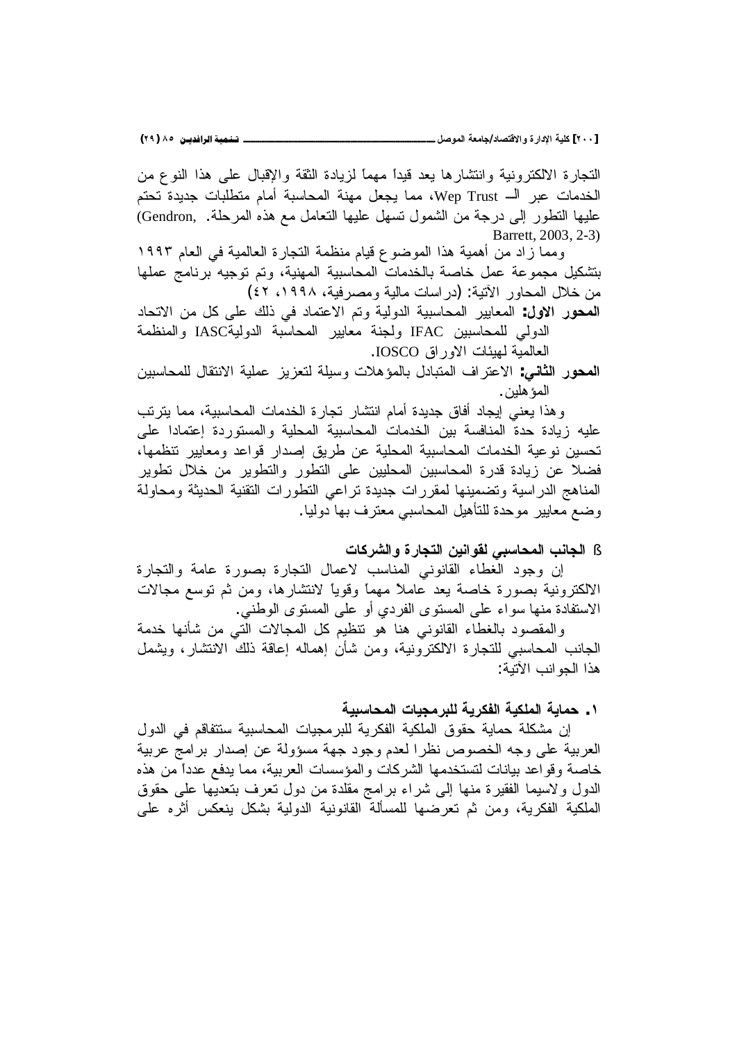التجارة الالكترونية وانتشارها يعد قيداً مهماً لزيادة الثقة والإقبال على هذا النوع من الخدمات عبر الـ Wep Trust، مما يجعل مهنة المحاسبة أمام متطلبات جديدة تحتم عليها التطور إلى درجة من الشمول تسهل عليها التعامل مع هذه المرحلة. (Gendron, Barrett, 2003, 2-3)

ومما زاد من أهمية هذا الموضوع قيام منظمة التجارة العالمية في العام ١٩٩٣ بتشكيل مجموعة عمل خاصة بالخدمات المحاسبية المهنية، وتم توجيه برنامج عملها من خلال المحاور الآتية: (دراسات مالية ومصرفية، ١٩٩٨، ٤٢)

**المحور الاول:** المعايير المحاسبية الدولية وتم الاعتماد في ذلك على كل من الاتحاد الدولي للمحاسبين IFAC ولجنة معايير المحاسبة الدوليةIASC والمنظمة العالمية لهيئات الاوراق IOSCO.

**المحور الثاني:** الاعتراف المتبادل بالمؤهلات وسيلة لتعزيز عملية الانتقال للمحاسبين المؤهلين.

وهذا يعني إيجاد أفاق جديدة أمام انتشار تجارة الخدمات المحاسبية، مما يترتب عليه زيادة حدة المنافسة بين الخدمات المحاسبية المحلية والمستوردة إعتمادا على تحسين نوعية الخدمات المحاسبية المحلية عن طريق إصدار قواعد ومعايير تنظمها، فضلا عن زيادة قدرة المحاسبين المحليين على التطور والتطوير من خلال تطوير المناهج الدراسية وتضمينها لمقررات جديدة تراعي التطورات التقنية الحديثة ومحاولة وضع معايير موحدة للتأهيل المحاسبي معترف بها دوليا.

### ß الجانب المحاسبي لقوانين التجارة والشركات

إن وجود الغطاء القانوني المناسب لاعمال التجارة بصورة عامة والتجارة الالكترونية بصورة خاصة يعد عاملاً مهماً وقوياً لانتشارها، ومن ثم توسع مجالات الاستفادة منها سواء على المستوى الفردي أو على المستوى الوطني.

والمقصود بالغطاء القانوني هنا هو تنظيم كل المجالات التي من شأنها خدمة الجانب المحاسبي للتجارة الالكترونية، ومن شأن إهماله إعاقة ذلك الانتشار، ويشمل هذا الجوانب الآتية:

#### ١. حماية الملكية الفكرية للبرمجيات المحاسبية

إن مشكلة حماية حقوق الملكية الفكرية للبرمجيات المحاسبية ستتفاقم في الدول العربية على وجه الخصوص نظرا لعدم وجود جهة مسؤولة عن إصدار برامج عربية خاصة وقواعد بيانات لتستخدمها الشركات والمؤسسات العربية، مما يدفع عدداً من هذه الدول ولاسيما الفقيرة منها إلى شراء برامج مقلدة من دول تعرف بتعديها على حقوق الملكية الفكرية، ومن ثم تعرضها للمسألة القانونية الدولية بشكل ينعكس أثره على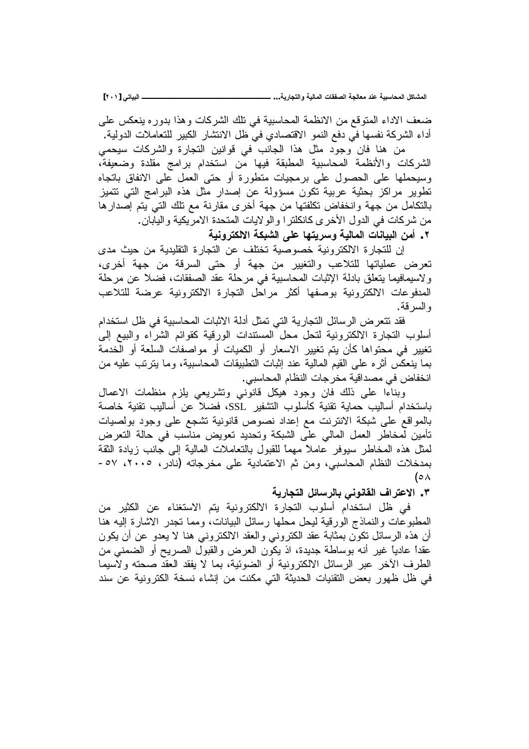ضعف الاداء المتوقع من الانظمة المحاسبية في تلك الشركات وهذا بدوره ينعكس على أداء الشركة نفسها في دفع النمو الاقتصادي في ظل الانتشار الكبير للتعاملات الدولية.

من هنا فان وجود مثل هذا الجانب في قوانين التجارة والشركات سيحمي الشركات والأنظمة المحاسبية المطبقة فيها من استخدام برامج مقلدة وضعيفة، وسيحملها على الحصول على برمجيات متطورة أو حتى العمل على الانفاق باتجاه تطوير مراكز بحثية عربية تكون مسؤولة عن إصدار مثل هذه البرامج التي تتميز بالتكامل من جهة وانخفاض تكلفتها من جهة أخرى مقارنة مع تلك التي يتم إصدارها من شركات في الدول الأخرى كانكلترا والولايات المتحدة الامريكية واليابان.

**٢. أمن البيانات المالية وسريتها على الشبكة الالكترونية**

إن للتجارة الالكترونية خصوصية تختلف عن التجارة التقليدية من حيث مدى تعرض عملياتها للتلاعب والتغيير من جهة أو حتى السرقة من جهة أخرى، ولاسيمافيما يتعلق بادلة الإثبات المحاسبية في مرحلة عقد الصفقات، فضلا عن مرحلة المدفوعات الالكترونية بوصفها أكثر مراحل التجارة الالكترونية عرضة للتلاعب والسرقة.

فقد تتعرض الرسائل التجارية التي تمثل أدلة الاثبات المحاسبية في ظل استخدام أسلوب التجارة الالكترونية لتحل محل المستندات الورقية كقوائم الشراء والبيع إلى تغيير في محتواها كأن يتم تغيير الاسعار أو الكميات أو مواصفات السلعة أو الخدمة بما ينعكس أثره على القيم المالية عند إثبات التطبيقات المحاسبية، وما يترتب عليه من انخفاض في مصداقية مخرجات النظام المحاسبي.

وبناءا على ذلك فان وجود هيكل قانوني وتشريعي يلزم منظمات الاعمال باستخدام أساليب حماية تقنية كأسلوب التشفير SSL، فضلا عن أساليب تقنية خاصة بالمواقع على شبكة الانترنت مع إعداد نصوص قانونية تشجع على وجود بولصيات تأمين لمخاطر العمل المالي على الشبكة وتحديد تعويض مناسب في حالة التعرض لمثل هذه المخاطر سيوفر عاملاً مهماً للقبول بالتعاملات المالية إلى جانب زيادة الثقة بمدخلات النظام المحاسبي، ومن ثم الاعتمادية على مخرجاته (نادر، ٢٠٠٥، ٥٧-٥٨)

**٣. الاعتراف القانوني بالرسائل التجارية**

في ظل استخدام أسلوب التجارة الالكترونية يتم الاستغناء عن الكثير من المطبوعات والنماذج الورقية ليحل محلها رسائل البيانات، ومما تجدر الاشارة إليه هنا أن هذه الرسائل تكون بمثابة عقد الكتروني والعقد الالكتروني هنا لا يعدو عن أن يكون عقداً عادياً غير أنه بوساطة جديدة، اذ يكون العرض والقبول الصريح أو الضمني من الطرف الآخر عبر الرسائل الالكترونية أو الضوئية، بما لا يفقد العقد صحته ولاسيما في ظل ظهور بعض التقنيات الحديثة التي مكنت من إنشاء نسخة الكترونية عن سند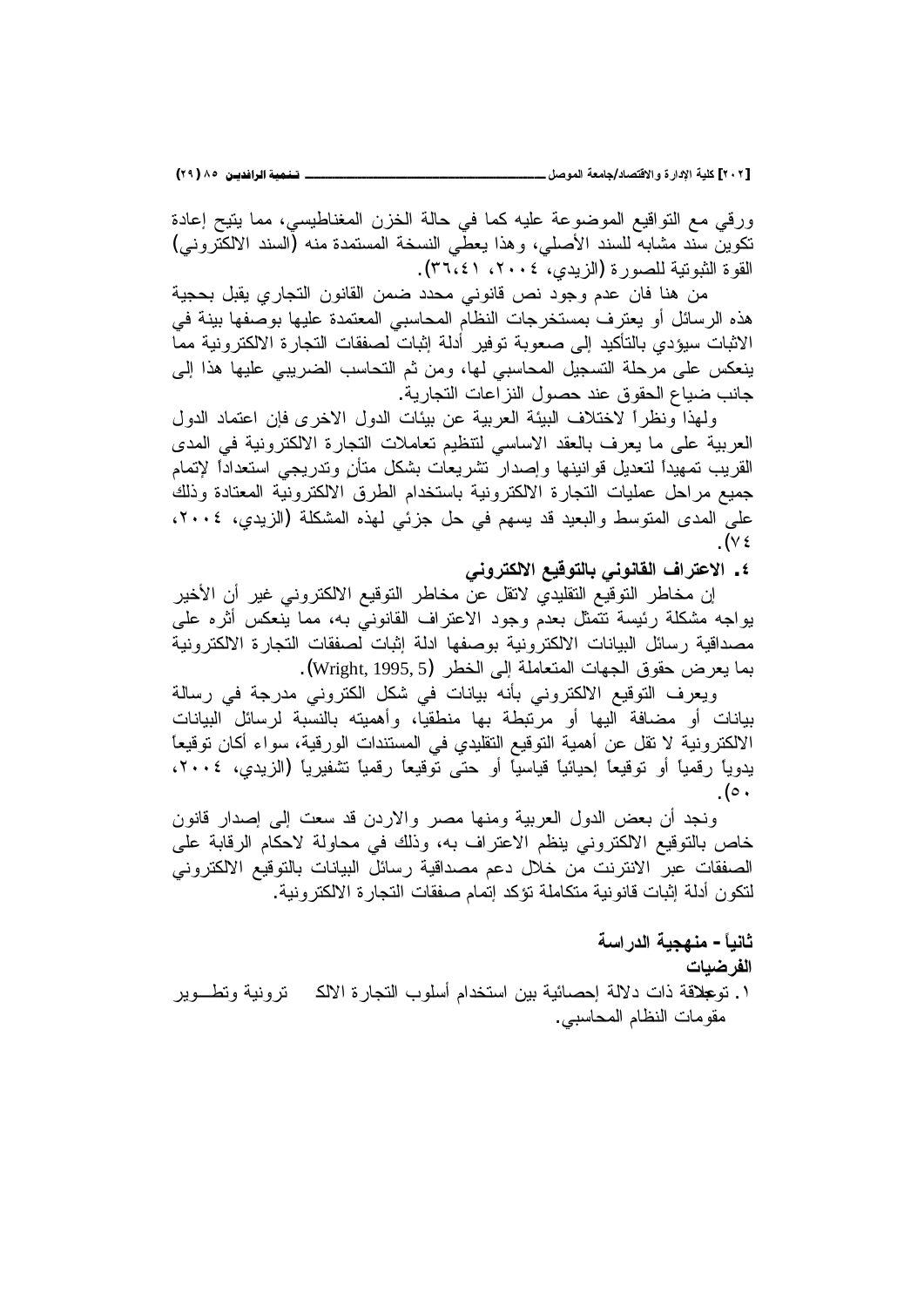ورقي مع التواقيع الموضوعة عليه كما في حالة الخزن المغناطيسي، مما يتيح إعادة تكوين سند مشابه للسند الأصلي، وهذا يعطي النسخة المستمدة منه (السند الالكتروني) القوة الثبوتية للصورة (الزيدي، ٢٠٠٤، ٣٦،٤١).

من هنا فان عدم وجود نص قانوني محدد ضمن القانون التجاري يقبل بحجية هذه الرسائل أو يعترف بمستخرجات النظام المحاسبي المعتمدة عليها بوصفها بينة في الاثبات سيؤدي بالتأكيد إلى صعوبة توفير أدلة إثبات لصفقات التجارة الالكترونية مما ينعكس على مرحلة التسجيل المحاسبي لها، ومن ثم التحاسب الضريبي عليها هذا إلى جانب ضياع الحقوق عند حصول النزاعات التجارية.

ولهذا ونظراً لاختلاف البيئة العربية عن بيئات الدول الاخرى فإن اعتماد الدول العربية على ما يعرف بالعقد الاساسي لتنظيم تعاملات التجارة الالكترونية في المدى القريب تمهيداً لتعديل قوانينها وإصدار تشريعات بشكل متأنٍ وتدريجي استعداداً لإتمام جميع مراحل عمليات التجارة الالكترونية باستخدام الطرق الالكترونية المعتادة وذلك على المدى المتوسط والبعيد قد يسهم في حل جزئي لهذه المشكلة (الزيدي، ٢٠٠٤، ٧٤).

**٤. الاعتراف القانوني بالتوقيع الالكتروني**

إن مخاطر التوقيع التقليدي لاتقل عن مخاطر التوقيع الالكتروني غير أن الأخير يواجه مشكلة رئيسة تتمثل بعدم وجود الاعتراف القانوني به، مما ينعكس أثره على مصداقية رسائل البيانات الالكترونية بوصفها ادلة إثبات لصفقات التجارة الالكترونية بما يعرض حقوق الجهات المتعاملة إلى الخطر (Wright, 1995, 5).

ويعرف التوقيع الالكتروني بأنه بيانات في شكل الكتروني مدرجة في رسالة بيانات أو مضافة اليها أو مرتبطة بها منطقيا، وأهميته بالنسبة لرسائل البيانات الالكترونية لا تقل عن أهمية التوقيع التقليدي في المستندات الورقية، سواء أكان توقيعاً يدوياً رقمياً أو توقيعاً إحيائياً قياسياً أو حتى توقيعاً رقمياً تشفيرياً (الزيدي، ٢٠٠٤، ٥٠).

ونجد أن بعض الدول العربية ومنها مصر والاردن قد سعت إلى إصدار قانون خاص بالتوقيع الالكتروني ينظم الاعتراف به، وذلك في محاولة لاحكام الرقابة على الصفقات عبر الانترنت من خلال دعم مصداقية رسائل البيانات بالتوقيع الالكتروني لتكون أدلة إثبات قانونية متكاملة تؤكد إتمام صفقات التجارة الالكترونية.

## ثانياً - منهجية الدراسة

**الفرضيات**

١. توجد علاقة ذات دلالة إحصائية بين استخدام أسلوب التجارة الالكترونية وتطوير مقومات النظام المحاسبي.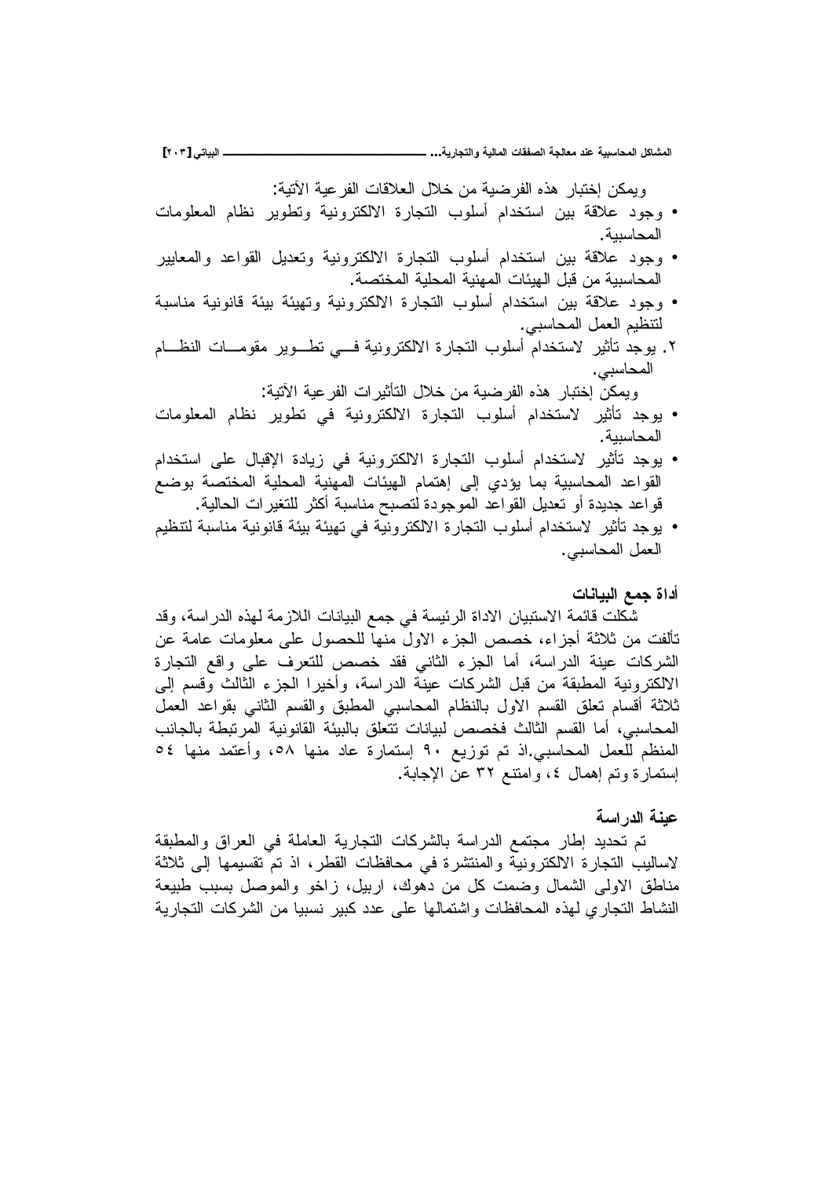ويمكن إختبار هذه الفرضية من خلال العلاقات الفرعية الآتية:

- وجود علاقة بين استخدام أسلوب التجارة الالكترونية وتطوير نظام المعلومات المحاسبية.
- وجود علاقة بين استخدام أسلوب التجارة الالكترونية وتعديل القواعد والمعايير المحاسبية من قبل الهيئات المهنية المحلية المختصة.
- وجود علاقة بين استخدام أسلوب التجارة الالكترونية وتهيئة بيئة قانونية مناسبة لتنظيم العمل المحاسبي.

٢. يوجد تأثير لاستخدام أسلوب التجارة الالكترونية في تطوير مقومات النظام المحاسبي.

ويمكن إختبار هذه الفرضية من خلال التأثيرات الفرعية الآتية:

- يوجد تأثير لاستخدام أسلوب التجارة الالكترونية في تطوير نظام المعلومات المحاسبية.
- يوجد تأثير لاستخدام أسلوب التجارة الالكترونية في زيادة الإقبال على استخدام القواعد المحاسبية بما يؤدي إلى إهتمام الهيئات المهنية المحلية المختصة بوضع قواعد جديدة أو تعديل القواعد الموجودة لتصبح مناسبة أكثر للتغيرات الحالية.
- يوجد تأثير لاستخدام أسلوب التجارة الالكترونية في تهيئة بيئة قانونية مناسبة لتنظيم العمل المحاسبي.

### أداة جمع البيانات

شكلت قائمة الاستبيان الاداة الرئيسة في جمع البيانات اللازمة لهذه الدراسة، وقد تألفت من ثلاثة أجزاء، خصص الجزء الاول منها للحصول على معلومات عامة عن الشركات عينة الدراسة، أما الجزء الثاني فقد خصص للتعرف على واقع التجارة الالكترونية المطبقة من قبل الشركات عينة الدراسة، وأخيرا الجزء الثالث وقسم إلى ثلاثة أقسام تعلق القسم الاول بالنظام المحاسبي المطبق والقسم الثاني بقواعد العمل المحاسبي، أما القسم الثالث فخصص لبيانات تتعلق بالبيئة القانونية المرتبطة بالجانب المنظم للعمل المحاسبي.اذ تم توزيع ٩٠ إستمارة عاد منها ٥٨، وأعتمد منها ٥٤ إستمارة وتم إهمال ٤، وامتنع ٣٢ عن الإجابة.

### عينة الدراسة

تم تحديد إطار مجتمع الدراسة بالشركات التجارية العاملة في العراق والمطبقة لاساليب التجارة الالكترونية والمنتشرة في محافظات القطر، اذ تم تقسيمها إلى ثلاثة مناطق الاولى الشمال وضمت كل من دهوك، اربيل، زاخو والموصل بسبب طبيعة النشاط التجاري لهذه المحافظات واشتمالها على عدد كبير نسبيا من الشركات التجارية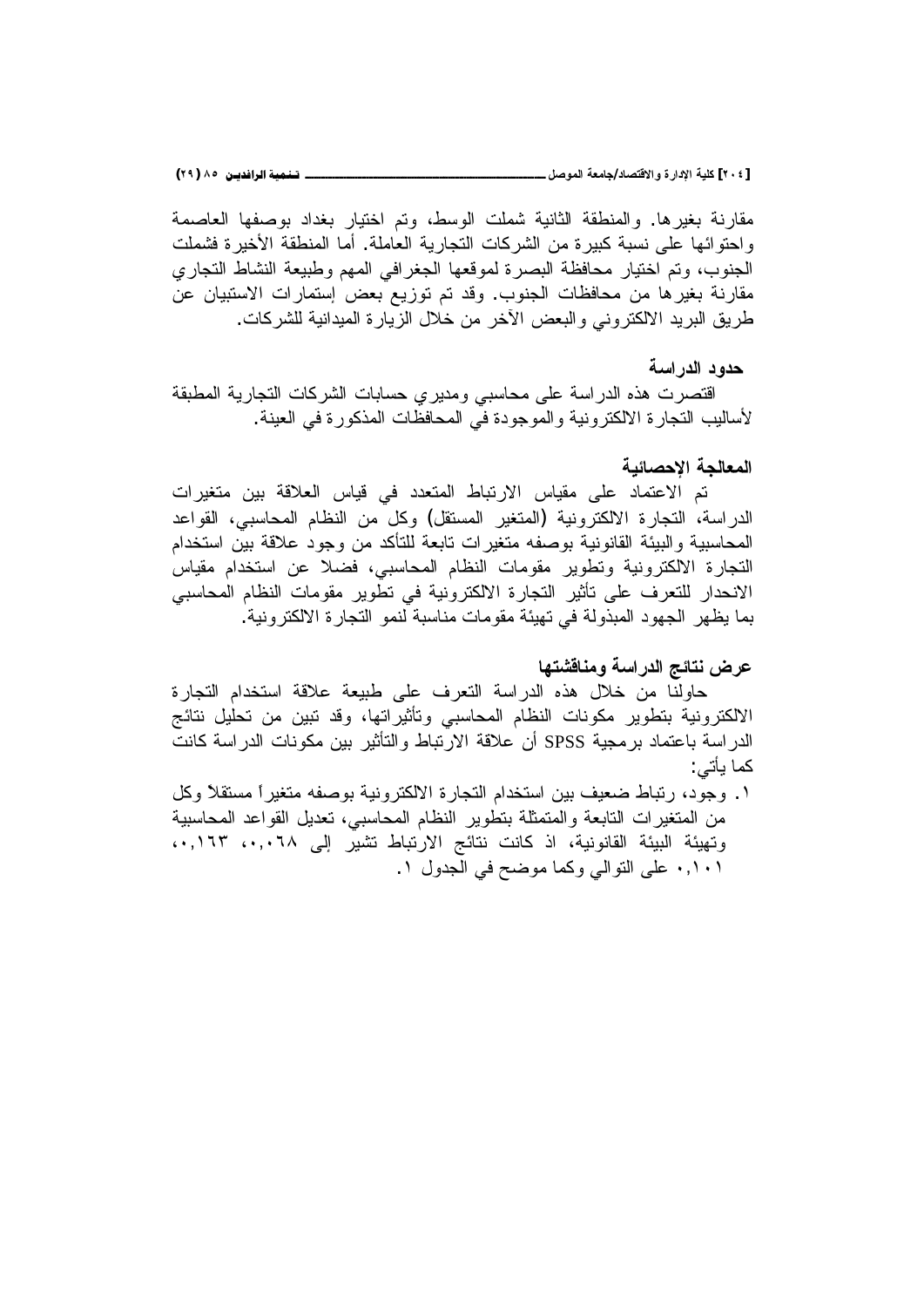مقارنة بغيرها. والمنطقة الثانية شملت الوسط، وتم اختيار بغداد بوصفها العاصمة واحتوائها على نسبة كبيرة من الشركات التجارية العاملة. أما المنطقة الأخيرة فشملت الجنوب، وتم اختيار محافظة البصرة لموقعها الجغرافي المهم وطبيعة النشاط التجاري مقارنة بغيرها من محافظات الجنوب. وقد تم توزيع بعض إستمارات الاستبيان عن طريق البريد الالكتروني والبعض الآخر من خلال الزيارة الميدانية للشركات.

### حدود الدراسة

اقتصرت هذه الدراسة على محاسبي ومديري حسابات الشركات التجارية المطبقة لأساليب التجارة الالكترونية والموجودة في المحافظات المذكورة في العينة.

### المعالجة الإحصائية

تم الاعتماد على مقياس الارتباط المتعدد في قياس العلاقة بين متغيرات الدراسة، التجارة الالكترونية (المتغير المستقل) وكل من النظام المحاسبي، القواعد المحاسبية والبيئة القانونية بوصفه متغيرات تابعة للتأكد من وجود علاقة بين استخدام التجارة الالكترونية وتطوير مقومات النظام المحاسبي، فضلا عن استخدام مقياس الانحدار للتعرف على تأثير التجارة الالكترونية في تطوير مقومات النظام المحاسبي بما يظهر الجهود المبذولة في تهيئة مقومات مناسبة لنمو التجارة الالكترونية.

## عرض نتائج الدراسة ومناقشتها

حاولنا من خلال هذه الدراسة التعرف على طبيعة علاقة استخدام التجارة الالكترونية بتطوير مكونات النظام المحاسبي وتأثيراتها، وقد تبين من تحليل نتائج الدراسة باعتماد برمجية SPSS أن علاقة الارتباط والتأثير بين مكونات الدراسة كانت كما يأتي:

١. وجود، رتباط ضعيف بين استخدام التجارة الالكترونية بوصفه متغيراً مستقلاً وكل من المتغيرات التابعة والمتمثلة بتطوير النظام المحاسبي، تعديل القواعد المحاسبية وتهيئة البيئة القانونية، اذ كانت نتائج الارتباط تشير إلى ٠,٠٦٨، ٠,١٦٣، ٠,١٠١ على التوالي وكما موضح في الجدول ١.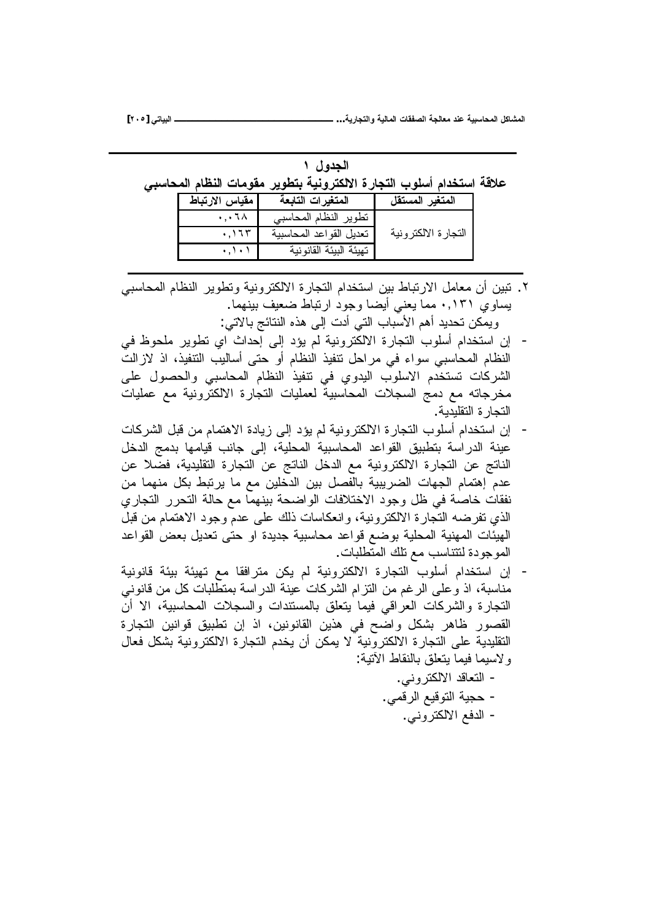**الجدول ١**

**علاقة استخدام أسلوب التجارة الالكترونية بتطوير مقومات النظام المحاسبي**

| المتغير المستقل | المتغيرات التابعة | مقياس الارتباط |
|---|---|---|
| التجارة الالكترونية | تطوير النظام المحاسبي | ٠,٠٦٨ |
| | تعديل القواعد المحاسبية | ٠,١٦٣ |
| | تهيئة البيئة القانونية | ٠,١٠١ |

٢. تبين أن معامل الارتباط بين استخدام التجارة الالكترونية وتطوير النظام المحاسبي يساوي ٠,١٣١ مما يعني أيضا وجود ارتباط ضعيف بينهما.

ويمكن تحديد أهم الأسباب التي أدت إلى هذه النتائج بالاتي:

- إن استخدام أسلوب التجارة الالكترونية لم يؤد إلى إحداث اي تطوير ملحوظ في النظام المحاسبي سواء في مراحل تنفيذ النظام أو حتى أساليب التنفيذ، اذ لازالت الشركات تستخدم الاسلوب اليدوي في تنفيذ النظام المحاسبي والحصول على مخرجاته مع دمج السجلات المحاسبية لعمليات التجارة الالكترونية مع عمليات التجارة التقليدية.
- إن استخدام أسلوب التجارة الالكترونية لم يؤد إلى زيادة الاهتمام من قبل الشركات عينة الدراسة بتطبيق القواعد المحاسبية المحلية، إلى جانب قيامها بدمج الدخل الناتج عن التجارة الالكترونية مع الدخل الناتج عن التجارة التقليدية، فضلا عن عدم إهتمام الجهات الضريبية بالفصل بين الدخلين مع ما يرتبط بكل منهما من نفقات خاصة في ظل وجود الاختلافات الواضحة بينهما مع حالة التحرر التجاري الذي تفرضه التجارة الالكترونية، وانعكاسات ذلك على عدم وجود الاهتمام من قبل الهيئات المهنية المحلية بوضع قواعد محاسبية جديدة او حتى تعديل بعض القواعد الموجودة لتتناسب مع تلك المتطلبات.
- إن استخدام أسلوب التجارة الالكترونية لم يكن مترافقا مع تهيئة بيئة قانونية مناسبة، اذ وعلى الرغم من التزام الشركات عينة الدراسة بمتطلبات كل من قانوني التجارة والشركات العراقي فيما يتعلق بالمستندات والسجلات المحاسبية، الا أن القصور ظاهر بشكل واضح في هذين القانونين، اذ إن تطبيق قوانين التجارة التقليدية على التجارة الالكترونية لا يمكن أن يخدم التجارة الالكترونية بشكل فعال ولاسيما فيما يتعلق بالنقاط الآتية:
  - التعاقد الالكتروني.
  - حجية التوقيع الرقمي.
  - الدفع الالكتروني.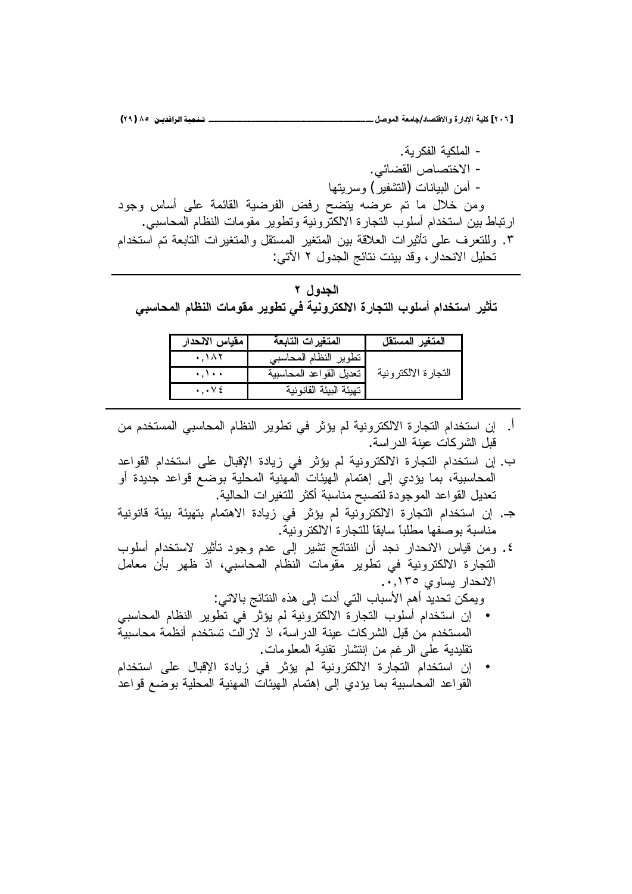- الملكية الفكرية.
- الاختصاص القضائي.
- أمن البيانات (التشفير) وسريتها

ومن خلال ما تم عرضه يتضح رفض الفرضية القائمة على أساس وجود ارتباط بين استخدام أسلوب التجارة الالكترونية وتطوير مقومات النظام المحاسبي.

٣. وللتعرف على تأثيرات العلاقة بين المتغير المستقل والمتغيرات التابعة تم استخدام تحليل الانحدار، وقد بينت نتائج الجدول ٢ الآتي:

**الجدول ٢**

**تأثير استخدام أسلوب التجارة الالكترونية في تطوير مقومات النظام المحاسبي**

| المتغير المستقل | المتغيرات التابعة | مقياس الانحدار |
|---|---|---|
| التجارة الالكترونية | تطوير النظام المحاسبي | ٠,١٨٢ |
| | تعديل القواعد المحاسبية | ٠,١٠٠ |
| | تهيئة البيئة القانونية | ٠,٠٧٤ |

أ. إن استخدام التجارة الالكترونية لم يؤثر في تطوير النظام المحاسبي المستخدم من قبل الشركات عينة الدراسة.

ب. إن استخدام التجارة الالكترونية لم يؤثر في زيادة الإقبال على استخدام القواعد المحاسبية، بما يؤدي إلى إهتمام الهيئات المهنية المحلية بوضع قواعد جديدة أو تعديل القواعد الموجودة لتصبح مناسبة أكثر للتغيرات الحالية.

جـ. إن استخدام التجارة الالكترونية لم يؤثر في زيادة الاهتمام بتهيئة بيئة قانونية مناسبة بوصفها مطلباً سابقاً للتجارة الالكترونية.

٤. ومن قياس الانحدار نجد أن النتائج تشير إلى عدم وجود تأثير لاستخدام أسلوب التجارة الالكترونية في تطوير مقومات النظام المحاسبي، اذ ظهر بأن معامل الانحدار يساوي ٠,١٣٥.

ويمكن تحديد أهم الأسباب التي أدت إلى هذه النتائج بالاتي:

- إن استخدام أسلوب التجارة الالكترونية لم يؤثر في تطوير النظام المحاسبي المستخدم من قبل الشركات عينة الدراسة، اذ لازالت تستخدم أنظمة محاسبية تقليدية على الرغم من إنتشار تقنية المعلومات.
- إن استخدام التجارة الالكترونية لم يؤثر في زيادة الإقبال على استخدام القواعد المحاسبية بما يؤدي إلى إهتمام الهيئات المهنية المحلية بوضع قواعد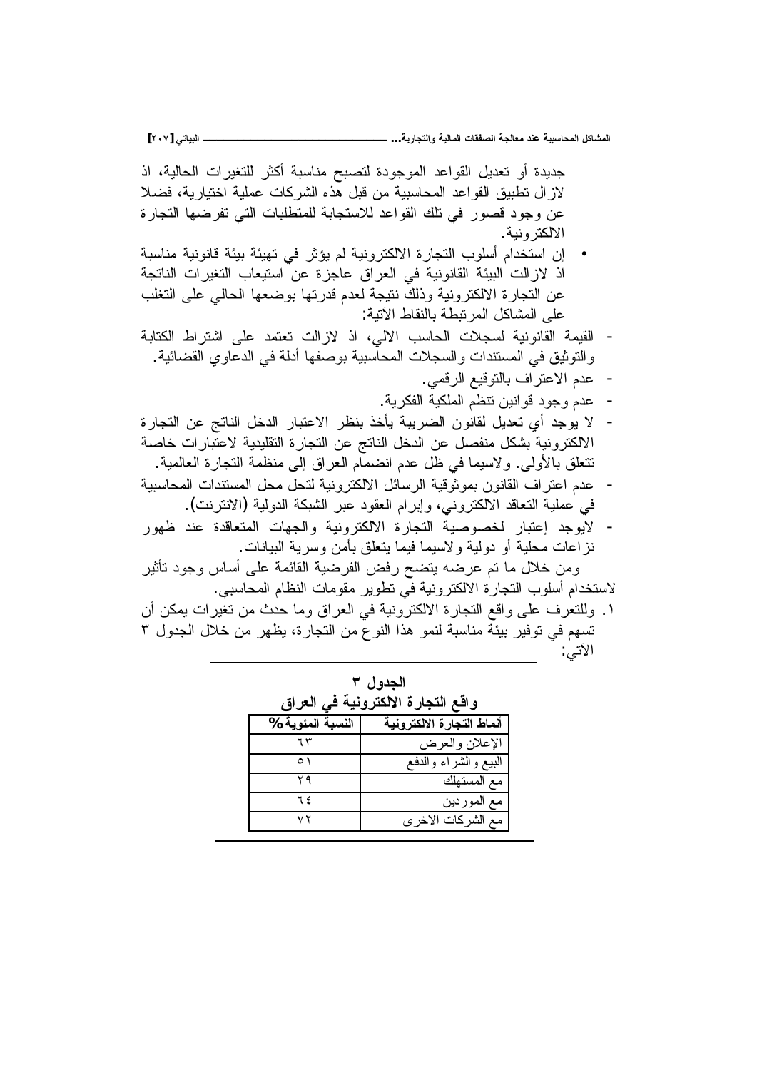جديدة أو تعديل القواعد الموجودة لتصبح مناسبة أكثر للتغيرات الحالية، اذ لازال تطبيق القواعد المحاسبية من قبل هذه الشركات عملية اختيارية، فضلا عن وجود قصور في تلك القواعد للاستجابة للمتطلبات التي تفرضها التجارة الالكترونية.

- إن استخدام أسلوب التجارة الالكترونية لم يؤثر في تهيئة بيئة قانونية مناسبة اذ لازالت البيئة القانونية في العراق عاجزة عن استيعاب التغيرات الناتجة عن التجارة الالكترونية وذلك نتيجة لعدم قدرتها بوضعها الحالي على التغلب على المشاكل المرتبطة بالنقاط الآتية:

- القيمة القانونية لسجلات الحاسب الالي، اذ لازالت تعتمد على اشتراط الكتابة والتوثيق في المستندات والسجلات المحاسبية بوصفها أدلة في الدعاوي القضائية.
- عدم الاعتراف بالتوقيع الرقمي.
- عدم وجود قوانين تنظم الملكية الفكرية.
- لا يوجد أي تعديل لقانون الضريبة يأخذ بنظر الاعتبار الدخل الناتج عن التجارة الالكترونية بشكل منفصل عن الدخل الناتج عن التجارة التقليدية لاعتبارات خاصة تتعلق بالأولى. ولاسيما في ظل عدم انضمام العراق إلى منظمة التجارة العالمية.
- عدم اعتراف القانون بموثوقية الرسائل الالكترونية لتحل محل المستندات المحاسبية في عملية التعاقد الالكتروني، وإبرام العقود عبر الشبكة الدولية (الانترنت).
- لايوجد إعتبار لخصوصية التجارة الالكترونية والجهات المتعاقدة عند ظهور نزاعات محلية أو دولية ولاسيما فيما يتعلق بأمن وسرية البيانات.

ومن خلال ما تم عرضه يتضح رفض الفرضية القائمة على أساس وجود تأثير لاستخدام أسلوب التجارة الالكترونية في تطوير مقومات النظام المحاسبي.

١. وللتعرف على واقع التجارة الالكترونية في العراق وما حدث من تغيرات يمكن أن تسهم في توفير بيئة مناسبة لنمو هذا النوع من التجارة، يظهر من خلال الجدول ٣ الآتي:

**الجدول ٣**
**واقع التجارة الالكترونية في العراق**

| أنماط التجارة الالكترونية | النسبة المئوية % |
|---|---|
| الإعلان والعرض | ٦٣ |
| البيع والشراء والدفع | ٥١ |
| مع المستهلك | ٢٩ |
| مع الموردين | ٦٤ |
| مع الشركات الاخرى | ٧٢ |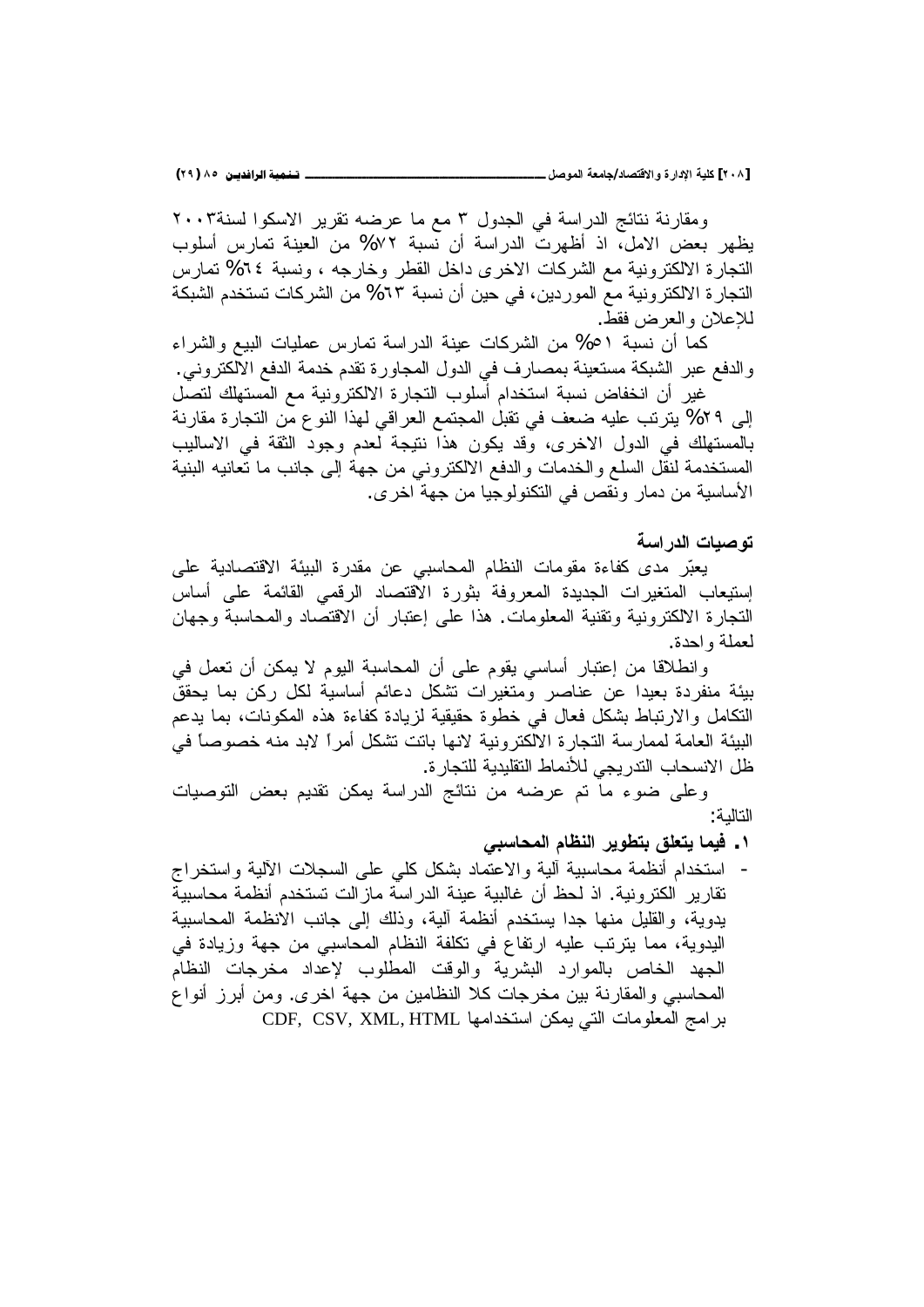ومقارنة نتائج الدراسة في الجدول ٣ مع ما عرضه تقرير الاسكوا لسنة٢٠٠٣ يظهر بعض الامل، اذ أظهرت الدراسة أن نسبة ٧٢% من العينة تمارس أسلوب التجارة الالكترونية مع الشركات الاخرى داخل القطر وخارجه ، ونسبة ٦٤% تمارس التجارة الالكترونية مع الموردين، في حين أن نسبة ٦٣% من الشركات تستخدم الشبكة للإعلان والعرض فقط.

كما أن نسبة ٥١% من الشركات عينة الدراسة تمارس عمليات البيع والشراء والدفع عبر الشبكة مستعينة بمصارف في الدول المجاورة تقدم خدمة الدفع الالكتروني.

غير أن انخفاض نسبة استخدام أسلوب التجارة الالكترونية مع المستهلك لتصل إلى ٢٩% يترتب عليه ضعف في تقبل المجتمع العراقي لهذا النوع من التجارة مقارنة بالمستهلك في الدول الاخرى، وقد يكون هذا نتيجة لعدم وجود الثقة في الاساليب المستخدمة لنقل السلع والخدمات والدفع الالكتروني من جهة إلى جانب ما تعانيه البنية الأساسية من دمار ونقص في التكنولوجيا من جهة اخرى.

## توصيات الدراسة

يعبّر مدى كفاءة مقومات النظام المحاسبي عن مقدرة البيئة الاقتصادية على إستيعاب المتغيرات الجديدة المعروفة بثورة الاقتصاد الرقمي القائمة على أساس التجارة الالكترونية وتقنية المعلومات. هذا على إعتبار أن الاقتصاد والمحاسبة وجهان لعملة واحدة.

وانطلاقا من إعتبار أساسي يقوم على أن المحاسبة اليوم لا يمكن أن تعمل في بيئة منفردة بعيدا عن عناصر ومتغيرات تشكل دعائم أساسية لكل ركن بما يحقق التكامل والارتباط بشكل فعال في خطوة حقيقية لزيادة كفاءة هذه المكونات، بما يدعم البيئة العامة لممارسة التجارة الالكترونية لانها باتت تشكل أمراً لابد منه خصوصاً في ظل الانسحاب التدريجي للأنماط التقليدية للتجارة.

وعلى ضوء ما تم عرضه من نتائج الدراسة يمكن تقديم بعض التوصيات التالية:

**١. فيما يتعلق بتطوير النظام المحاسبي**

- استخدام أنظمة محاسبية آلية والاعتماد بشكل كلي على السجلات الآلية واستخراج تقارير الكترونية. اذ لحظ أن غالبية عينة الدراسة مازالت تستخدم أنظمة محاسبية يدوية، والقليل منها جدا يستخدم أنظمة آلية، وذلك إلى جانب الانظمة المحاسبية اليدوية، مما يترتب عليه ارتفاع في تكلفة النظام المحاسبي من جهة وزيادة في الجهد الخاص بالموارد البشرية والوقت المطلوب لإعداد مخرجات النظام المحاسبي والمقارنة بين مخرجات كلا النظامين من جهة اخرى. ومن أبرز أنواع برامج المعلومات التي يمكن استخدامها CDF, CSV, XML, HTML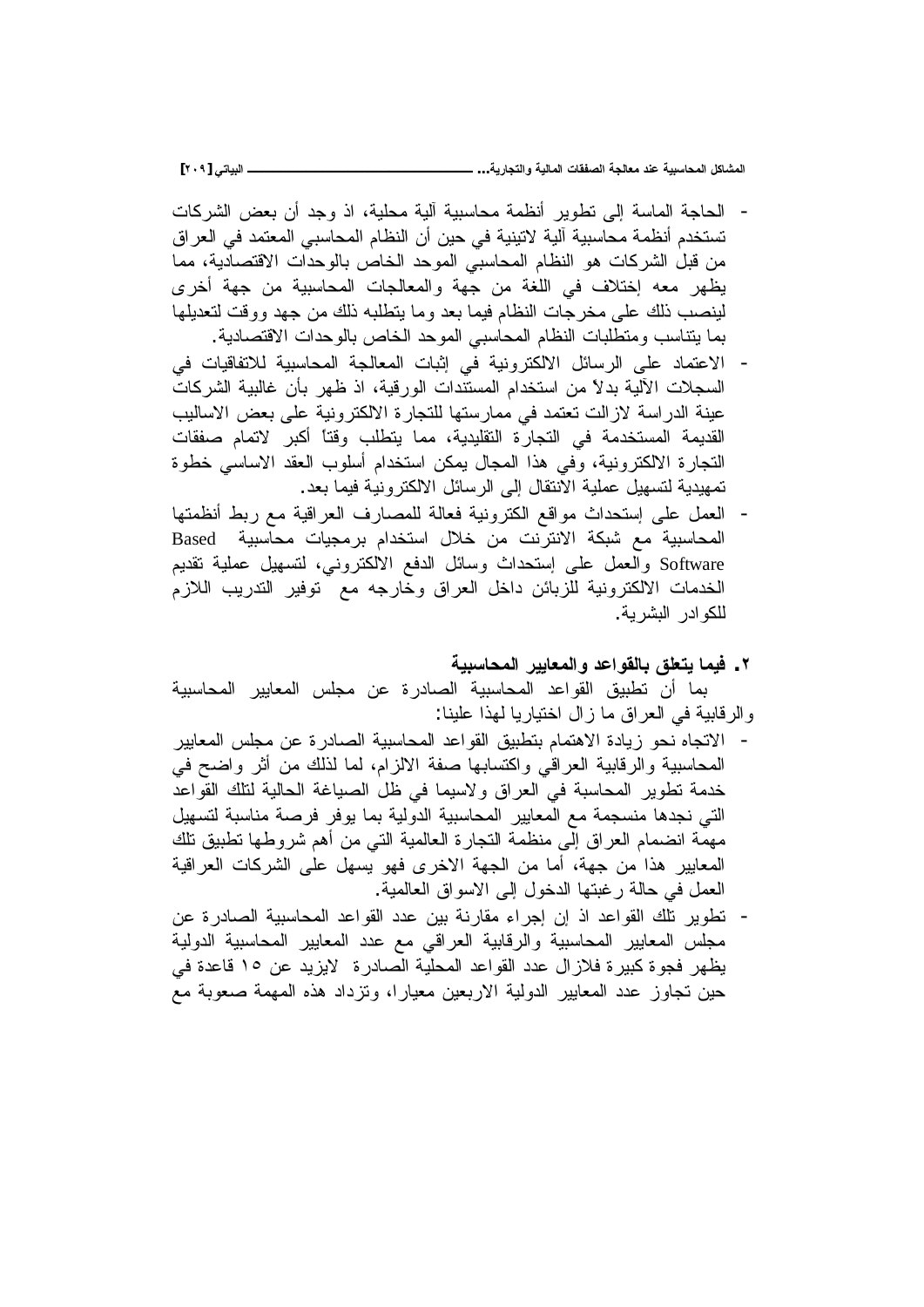- الحاجة الماسة إلى تطوير أنظمة محاسبية آلية محلية، اذ وجد أن بعض الشركات تستخدم أنظمة محاسبية آلية لاتينية في حين أن النظام المحاسبي المعتمد في العراق من قبل الشركات هو النظام المحاسبي الموحد الخاص بالوحدات الاقتصادية، مما يظهر معه إختلاف في اللغة من جهة والمعالجات المحاسبية من جهة أخرى لينصب ذلك على مخرجات النظام فيما بعد وما يتطلبه ذلك من جهد ووقت لتعديلها بما يتناسب ومتطلبات النظام المحاسبي الموحد الخاص بالوحدات الاقتصادية.
- الاعتماد على الرسائل الالكترونية في إثبات المعالجة المحاسبية للاتفاقيات في السجلات الآلية بدلاً من استخدام المستندات الورقية، اذ ظهر بأن غالبية الشركات عينة الدراسة لازالت تعتمد في ممارستها للتجارة الالكترونية على بعض الاساليب القديمة المستخدمة في التجارة التقليدية، مما يتطلب وقتاً أكبر لاتمام صفقات التجارة الالكترونية، وفي هذا المجال يمكن استخدام أسلوب العقد الاساسي خطوة تمهيدية لتسهيل عملية الانتقال إلى الرسائل الالكترونية فيما بعد.
- العمل على إستحداث مواقع الكترونية فعالة للمصارف العراقية مع ربط أنظمتها المحاسبية مع شبكة الانترنت من خلال استخدام برمجيات محاسبية Based Software والعمل على إستحداث وسائل الدفع الالكتروني، لتسهيل عملية تقديم الخدمات الالكترونية للزبائن داخل العراق وخارجه مع توفير التدريب اللازم للكوادر البشرية.

**٢. فيما يتعلق بالقواعد والمعايير المحاسبية**

بما أن تطبيق القواعد المحاسبية الصادرة عن مجلس المعايير المحاسبية والرقابية في العراق ما زال اختياريا لهذا علينا:

- الاتجاه نحو زيادة الاهتمام بتطبيق القواعد المحاسبية الصادرة عن مجلس المعايير المحاسبية والرقابية العراقي واكتسابها صفة الالزام، لما لذلك من أثر واضح في خدمة تطوير المحاسبة في العراق ولاسيما في ظل الصياغة الحالية لتلك القواعد التي نجدها منسجمة مع المعايير المحاسبية الدولية بما يوفر فرصة مناسبة لتسهيل مهمة انضمام العراق إلى منظمة التجارة العالمية التي من أهم شروطها تطبيق تلك المعايير هذا من جهة، أما من الجهة الاخرى فهو يسهل على الشركات العراقية العمل في حالة رغبتها الدخول إلى الاسواق العالمية.
- تطوير تلك القواعد اذ إن إجراء مقارنة بين عدد القواعد المحاسبية الصادرة عن مجلس المعايير المحاسبية والرقابية العراقي مع عدد المعايير المحاسبية الدولية يظهر فجوة كبيرة فلازال عدد القواعد المحلية الصادرة لايزيد عن ١٥ قاعدة في حين تجاوز عدد المعايير الدولية الاربعين معيارا، وتزداد هذه المهمة صعوبة مع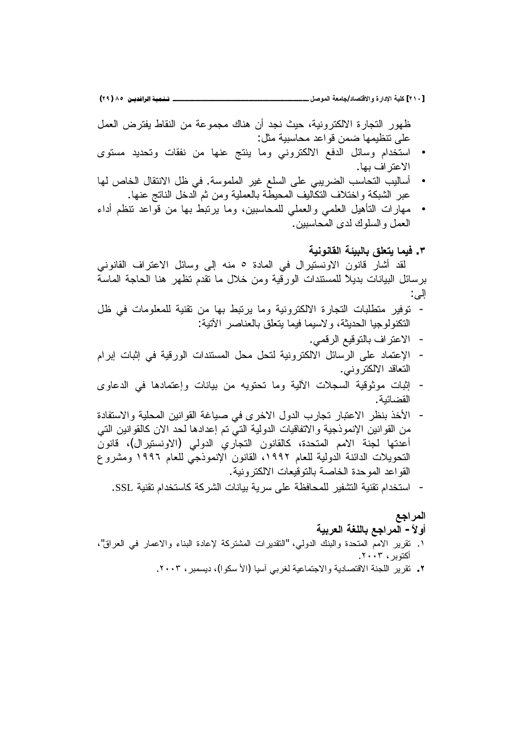ظهور التجارة الالكترونية، حيث نجد أن هناك مجموعة من النقاط يفترض العمل على تنظيمها ضمن قواعد محاسبية مثل:

- استخدام وسائل الدفع الالكتروني وما ينتج عنها من نفقات وتحديد مستوى الاعتراف بها.
- أساليب التحاسب الضريبي على السلع غير الملموسة. في ظل الانتقال الخاص لها عبر الشبكة واختلاف التكاليف المحيطة بالعملية ومن ثم الدخل الناتج عنها.
- مهارات التأهيل العلمي والعملي للمحاسبين، وما يرتبط بها من قواعد تنظم أداء العمل والسلوك لدى المحاسبين.

### ٣. فيما يتعلق بالبيئة القانونية

لقد أشار قانون الاونستيرال في المادة ٥ منه إلى وسائل الاعتراف القانوني برسائل البيانات بديلاً للمستندات الورقية ومن خلال ما تقدم تظهر هنا الحاجة الماسة إلى:

- توفير متطلبات التجارة الالكترونية وما يرتبط بها من تقنية للمعلومات في ظل التكنولوجيا الحديثة، ولاسيما فيما يتعلق بالعناصر الآتية:
- الاعتراف بالتوقيع الرقمي.
- الإعتماد على الرسائل الالكترونية لتحل محل المستندات الورقية في إثبات إبرام التعاقد الالكتروني.
- إثبات موثوقية السجلات الآلية وما تحتويه من بيانات وإعتمادها في الدعاوى القضائية.
- الأخذ بنظر الاعتبار تجارب الدول الاخرى في صياغة القوانين المحلية والاستفادة من القوانين الإنموذجية والاتفاقيات الدولية التي تم إعدادها لحد الان كالقوانين التي أعدتها لجنة الامم المتحدة، كالقانون التجاري الدولي (الاونستيرال)، قانون التحويلات الدائنة الدولية للعام ١٩٩٢، القانون الإنموذجي للعام ١٩٩٦ ومشروع القواعد الموحدة الخاصة بالتوقيعات الالكترونية.
- استخدام تقنية التشفير للمحافظة على سرية بيانات الشركة كاستخدام تقنية SSL.

## المراجع

### أولاً- المراجع باللغة العربية

١. تقرير الامم المتحدة والبنك الدولي، "التقديرات المشتركة لإعادة البناء والاعمار في العراق"، أكتوبر، ٢٠٠٣.

٢. تقرير اللجنة الاقتصادية والاجتماعية لغربي آسيا (الأسكوا)، ديسمبر، ٢٠٠٣.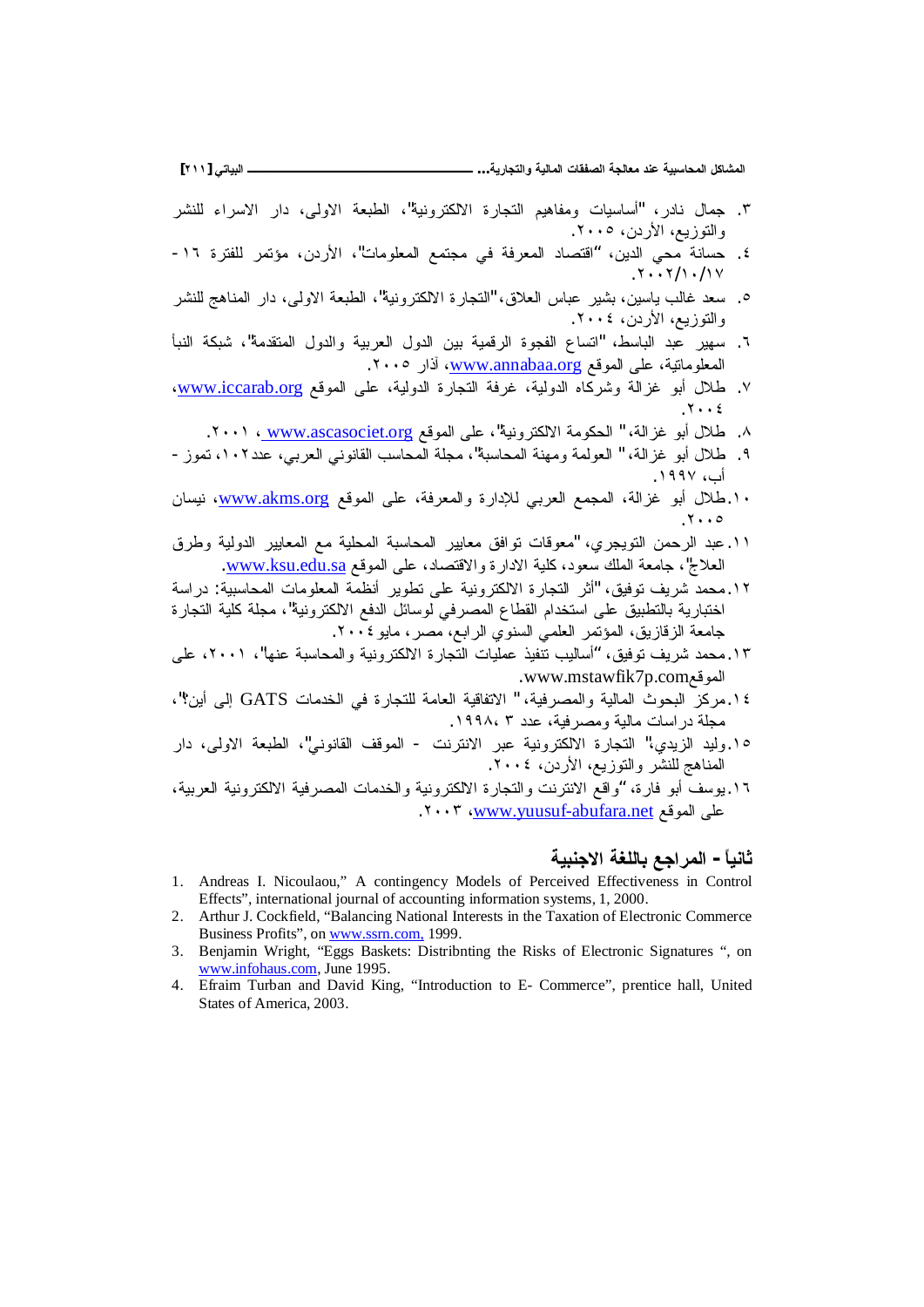٣. جمال نادر، "أساسيات ومفاهيم التجارة الالكترونية"، الطبعة الاولى، دار الاسراء للنشر والتوزيع، الأردن، ٢٠٠٥.
٤. حسانة محي الدين، "اقتصاد المعرفة في مجتمع المعلومات"، الأردن، مؤتمر للفترة ١٦-٢٠٠٢/١٠/١٧.
٥. سعد غالب ياسين، بشير عباس العلاق، "التجارة الالكترونية"، الطبعة الاولى، دار المناهج للنشر والتوزيع، الأردن، ٢٠٠٤.
٦. سهير عبد الباسط، "اتساع الفجوة الرقمية بين الدول العربية والدول المتقدمة"، شبكة النبأ المعلوماتية، على الموقع www.annabaa.org، آذار ٢٠٠٥.
٧. طلال أبو غزالة وشركاه الدولية، غرفة التجارة الدولية، على الموقع www.iccarab.org، ٢٠٠٤.
٨. طلال أبو غزالة، " الحكومة الالكترونية"، على الموقع www.ascasociet.org ، ٢٠٠١.
٩. طلال أبو غزالة، " العولمة ومهنة المحاسبة"، مجلة المحاسب القانوني العربي، عدد١٠٢، تموز - أب، ١٩٩٧.
١٠.طلال أبو غزالة، المجمع العربي للإدارة والمعرفة، على الموقع www.akms.org، نيسان ٢٠٠٥.
١١.عبد الرحمن التويجري، "معوقات توافق معايير المحاسبة المحلية مع المعايير الدولية وطرق العلاج"، جامعة الملك سعود، كلية الادارة والاقتصاد، على الموقع www.ksu.edu.sa.
١٢.محمد شريف توفيق، "أثر التجارة الالكترونية على تطوير أنظمة المعلومات المحاسبية: دراسة اختبارية بالتطبيق على استخدام القطاع المصرفي لوسائل الدفع الالكترونية"، مجلة كلية التجارة جامعة الزقازيق، المؤتمر العلمي السنوي الرابع، مصر، مايو ٢٠٠٤.
١٣.محمد شريف توفيق، "أساليب تنفيذ عمليات التجارة الالكترونية والمحاسبة عنها"، ٢٠٠١، على الموقعwww.mstawfik7p.com.
١٤.مركز البحوث المالية والمصرفية، " الاتفاقية العامة للتجارة في الخدمات GATS إلى أين؟"، مجلة دراسات مالية ومصرفية، عدد ٣، ١٩٩٨.
١٥.وليد الزيدي، " التجارة الالكترونية عبر الانترنت - الموقف القانوني"، الطبعة الاولى، دار المناهج للنشر والتوزيع، الأردن، ٢٠٠٤.
١٦.يوسف أبو فارة، "واقع الانترنت والتجارة الالكترونية والخدمات المصرفية الالكترونية العربية، على الموقع www.yuusuf-abufara.net، ٢٠٠٣.

## ثانياً - المراجع باللغة الاجنبية

1. Andreas I. Nicoulaou," A contingency Models of Perceived Effectiveness in Control Effects", international journal of accounting information systems, 1, 2000.
2. Arthur J. Cockfield, "Balancing National Interests in the Taxation of Electronic Commerce Business Profits", on www.ssrn.com, 1999.
3. Benjamin Wright, "Eggs Baskets: Distribnting the Risks of Electronic Signatures ", on www.infohaus.com, June 1995.
4. Efraim Turban and David King, "Introduction to E- Commerce", prentice hall, United States of America, 2003.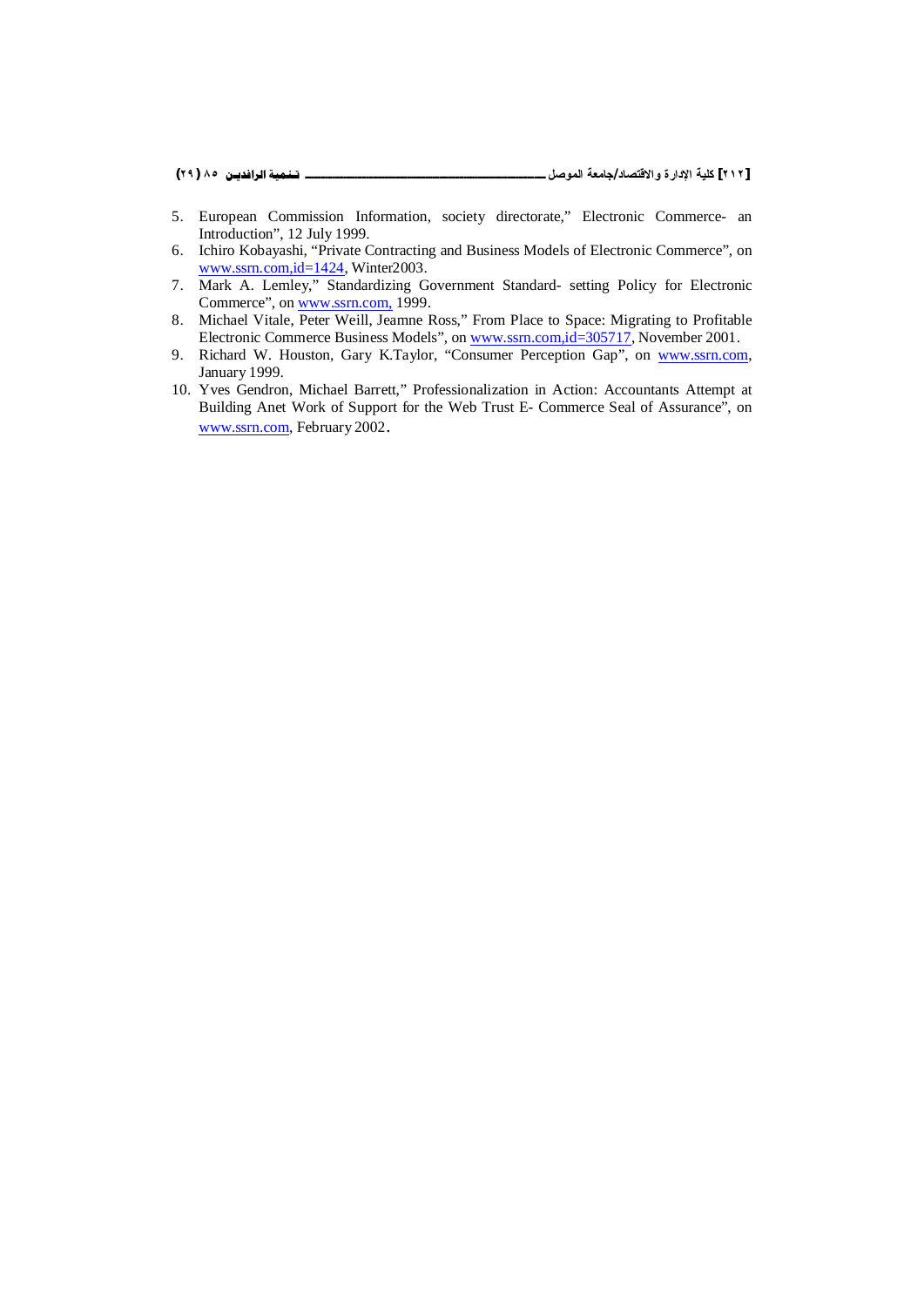5. European Commission Information, society directorate," Electronic Commerce- an Introduction", 12 July 1999.
6. Ichiro Kobayashi, "Private Contracting and Business Models of Electronic Commerce", on www.ssrn.com,id=1424, Winter2003.
7. Mark A. Lemley," Standardizing Government Standard- setting Policy for Electronic Commerce", on www.ssrn.com, 1999.
8. Michael Vitale, Peter Weill, Jeamne Ross," From Place to Space: Migrating to Profitable Electronic Commerce Business Models", on www.ssrn.com,id=305717, November 2001.
9. Richard W. Houston, Gary K.Taylor, "Consumer Perception Gap", on www.ssrn.com, January 1999.
10. Yves Gendron, Michael Barrett," Professionalization in Action: Accountants Attempt at Building Anet Work of Support for the Web Trust E- Commerce Seal of Assurance", on www.ssrn.com, February 2002.